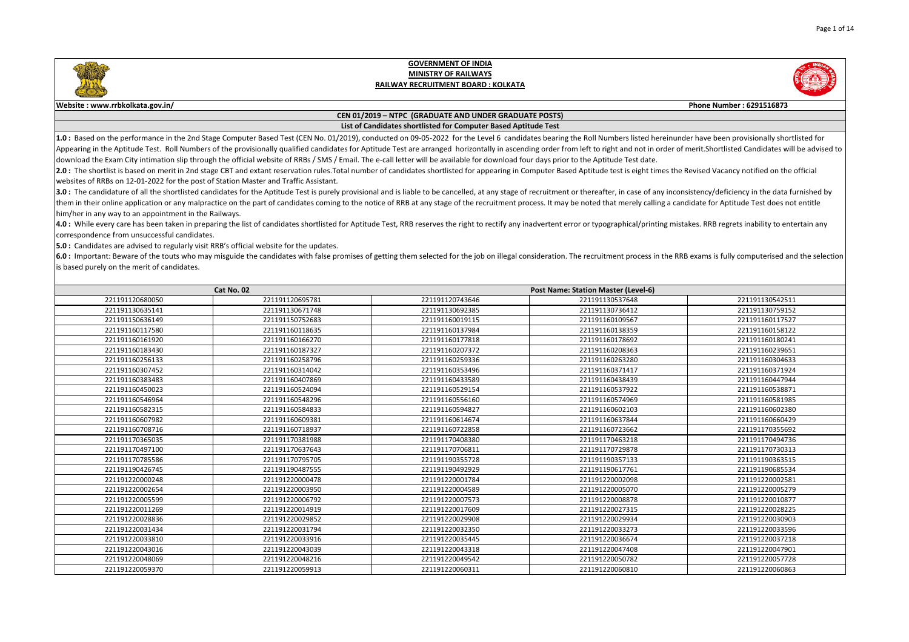# GOVERNMENT OF INDIA
## MINISTRY OF RAILWAYS
## RAILWAY RECRUITMENT BOARD : KOLKATA

**Website : www.rrbkolkata.gov.in/** **Phone Number : 6291516873**

### CEN 01/2019 – NTPC (GRADUATE AND UNDER GRADUATE POSTS)
### List of Candidates shortlisted for Computer Based Aptitude Test

**1.0 :** Based on the performance in the 2nd Stage Computer Based Test (CEN No. 01/2019), conducted on 09-05-2022 for the Level 6 candidates bearing the Roll Numbers listed hereinunder have been provisionally shortlisted for Appearing in the Aptitude Test. Roll Numbers of the provisionally qualified candidates for Aptitude Test are arranged horizontally in ascending order from left to right and not in order of merit.Shortlisted Candidates will be advised to download the Exam City intimation slip through the official website of RRBs / SMS / Email. The e-call letter will be available for download four days prior to the Aptitude Test date.

**2.0 :** The shortlist is based on merit in 2nd stage CBT and extant reservation rules.Total number of candidates shortlisted for appearing in Computer Based Aptitude test is eight times the Revised Vacancy notified on the official websites of RRBs on 12-01-2022 for the post of Station Master and Traffic Assistant.

**3.0 :** The candidature of all the shortlisted candidates for the Aptitude Test is purely provisional and is liable to be cancelled, at any stage of recruitment or thereafter, in case of any inconsistency/deficiency in the data furnished by them in their online application or any malpractice on the part of candidates coming to the notice of RRB at any stage of the recruitment process. It may be noted that merely calling a candidate for Aptitude Test does not entitle him/her in any way to an appointment in the Railways.

**4.0 :** While every care has been taken in preparing the list of candidates shortlisted for Aptitude Test, RRB reserves the right to rectify any inadvertent error or typographical/printing mistakes. RRB regrets inability to entertain any correspondence from unsuccessful candidates.

**5.0 :** Candidates are advised to regularly visit RRB's official website for the updates.

**6.0 :** Important: Beware of the touts who may misguide the candidates with false promises of getting them selected for the job on illegal consideration. The recruitment process in the RRB exams is fully computerised and the selection is based purely on the merit of candidates.

| Cat No. 02 | | | Post Name: Station Master (Level-6) | |
|---|---|---|---|---|
| 221191120680050 | 221191120695781 | 221191120743646 | 221191130537648 | 221191130542511 |
| 221191130635141 | 221191130671748 | 221191130692385 | 221191130736412 | 221191130759152 |
| 221191150636149 | 221191150752683 | 221191160019115 | 221191160109567 | 221191160117527 |
| 221191160117580 | 221191160118635 | 221191160137984 | 221191160138359 | 221191160158122 |
| 221191160161920 | 221191160166270 | 221191160177818 | 221191160178692 | 221191160180241 |
| 221191160183430 | 221191160187327 | 221191160207372 | 221191160208363 | 221191160239651 |
| 221191160256133 | 221191160258796 | 221191160259336 | 221191160263280 | 221191160304633 |
| 221191160307452 | 221191160314042 | 221191160353496 | 221191160371417 | 221191160371924 |
| 221191160383483 | 221191160407869 | 221191160433589 | 221191160438439 | 221191160447944 |
| 221191160450023 | 221191160524094 | 221191160529154 | 221191160537922 | 221191160538871 |
| 221191160546964 | 221191160548296 | 221191160556160 | 221191160574969 | 221191160581985 |
| 221191160582315 | 221191160584833 | 221191160594827 | 221191160602103 | 221191160602380 |
| 221191160607982 | 221191160609381 | 221191160614674 | 221191160637844 | 221191160660429 |
| 221191160708716 | 221191160718937 | 221191160722858 | 221191160723662 | 221191170355692 |
| 221191170365035 | 221191170381988 | 221191170408380 | 221191170463218 | 221191170494736 |
| 221191170497100 | 221191170637643 | 221191170706811 | 221191170729878 | 221191170730313 |
| 221191170785586 | 221191170795705 | 221191190355728 | 221191190357133 | 221191190363515 |
| 221191190426745 | 221191190487555 | 221191190492929 | 221191190617761 | 221191190685534 |
| 221191220000248 | 221191220000478 | 221191220001784 | 221191220002098 | 221191220002581 |
| 221191220002654 | 221191220003950 | 221191220004589 | 221191220005070 | 221191220005279 |
| 221191220005599 | 221191220006792 | 221191220007573 | 221191220008878 | 221191220010877 |
| 221191220011269 | 221191220014919 | 221191220017609 | 221191220027315 | 221191220028225 |
| 221191220028836 | 221191220029852 | 221191220029908 | 221191220029934 | 221191220030903 |
| 221191220031434 | 221191220031794 | 221191220032350 | 221191220033273 | 221191220033596 |
| 221191220033810 | 221191220033916 | 221191220035445 | 221191220036674 | 221191220037218 |
| 221191220043016 | 221191220043039 | 221191220043318 | 221191220047408 | 221191220047901 |
| 221191220048069 | 221191220048216 | 221191220049542 | 221191220050782 | 221191220057728 |
| 221191220059370 | 221191220059913 | 221191220060311 | 221191220060810 | 221191220060863 |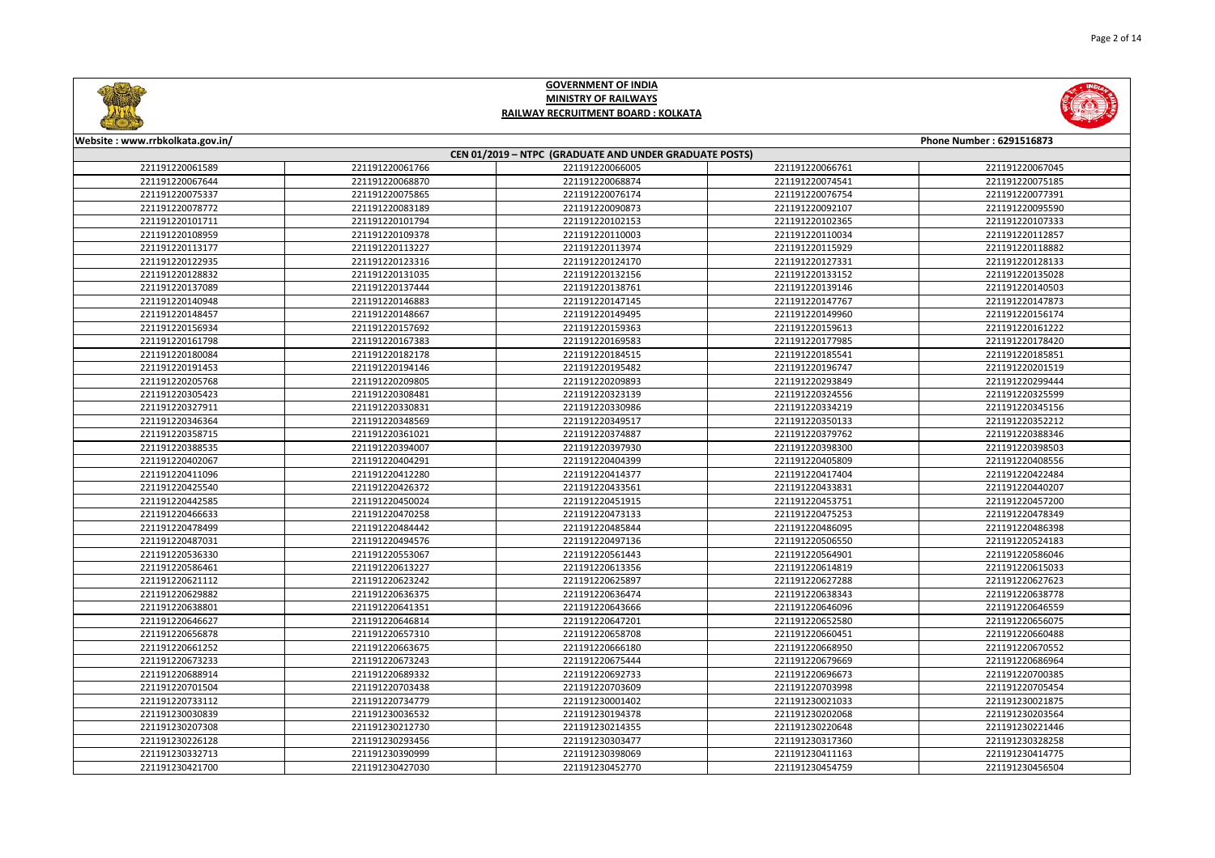# GOVERNMENT OF INDIA
## MINISTRY OF RAILWAYS
## RAILWAY RECRUITMENT BOARD : KOLKATA

**Website : www.rrbkolkata.gov.in/** **Phone Number : 6291516873**

| CEN 01/2019 – NTPC (GRADUATE AND UNDER GRADUATE POSTS) | | | | |
|---|---|---|---|---|
| 221191220061589 | 221191220061766 | 221191220066005 | 221191220066761 | 221191220067045 |
| 221191220067644 | 221191220068870 | 221191220068874 | 221191220074541 | 221191220075185 |
| 221191220075337 | 221191220075865 | 221191220076174 | 221191220076754 | 221191220077391 |
| 221191220078772 | 221191220083189 | 221191220090873 | 221191220092107 | 221191220095590 |
| 221191220101711 | 221191220101794 | 221191220102153 | 221191220102365 | 221191220107333 |
| 221191220108959 | 221191220109378 | 221191220110003 | 221191220110034 | 221191220112857 |
| 221191220113177 | 221191220113227 | 221191220113974 | 221191220115929 | 221191220118882 |
| 221191220122935 | 221191220123316 | 221191220124170 | 221191220127331 | 221191220128133 |
| 221191220128832 | 221191220131035 | 221191220132156 | 221191220133152 | 221191220135028 |
| 221191220137089 | 221191220137444 | 221191220138761 | 221191220139146 | 221191220140503 |
| 221191220140948 | 221191220146883 | 221191220147145 | 221191220147767 | 221191220147873 |
| 221191220148457 | 221191220148667 | 221191220149495 | 221191220149960 | 221191220156174 |
| 221191220156934 | 221191220157692 | 221191220159363 | 221191220159613 | 221191220161222 |
| 221191220161798 | 221191220169583 | 221191220169583 | 221191220177985 | 221191220178420 |
| 221191220180084 | 221191220182178 | 221191220184515 | 221191220185541 | 221191220185851 |
| 221191220191453 | 221191220194146 | 221191220195482 | 221191220196747 | 221191220201519 |
| 221191220205768 | 221191220209805 | 221191220209893 | 221191220293849 | 221191220299444 |
| 221191220305423 | 221191220308481 | 221191220323139 | 221191220324556 | 221191220325599 |
| 221191220327911 | 221191220330831 | 221191220330986 | 221191220334219 | 221191220345156 |
| 221191220346364 | 221191220348569 | 221191220349517 | 221191220350133 | 221191220352212 |
| 221191220358715 | 221191220361021 | 221191220374887 | 221191220379762 | 221191220388346 |
| 221191220388535 | 221191220394007 | 221191220397930 | 221191220398300 | 221191220398503 |
| 221191220402067 | 221191220404291 | 221191220404399 | 221191220405809 | 221191220408556 |
| 221191220411096 | 221191220412280 | 221191220414377 | 221191220417404 | 221191220422484 |
| 221191220425540 | 221191220426372 | 221191220433561 | 221191220433831 | 221191220440207 |
| 221191220442585 | 221191220450024 | 221191220451915 | 221191220453751 | 221191220457200 |
| 221191220466633 | 221191220470258 | 221191220473133 | 221191220475253 | 221191220478349 |
| 221191220478499 | 221191220484442 | 221191220485844 | 221191220486095 | 221191220486398 |
| 221191220487031 | 221191220494576 | 221191220497136 | 221191220506550 | 221191220524183 |
| 221191220536330 | 221191220553067 | 221191220561443 | 221191220564901 | 221191220586046 |
| 221191220586461 | 221191220613227 | 221191220613356 | 221191220614819 | 221191220615033 |
| 221191220621112 | 221191220623242 | 221191220625897 | 221191220627288 | 221191220627623 |
| 221191220629882 | 221191220636375 | 221191220636474 | 221191220638343 | 221191220638778 |
| 221191220638801 | 221191220641351 | 221191220643666 | 221191220646096 | 221191220646559 |
| 221191220646627 | 221191220646814 | 221191220647201 | 221191220652580 | 221191220656075 |
| 221191220656878 | 221191220657310 | 221191220658708 | 221191220660451 | 221191220660488 |
| 221191220661252 | 221191220663675 | 221191220666180 | 221191220668950 | 221191220670552 |
| 221191220673233 | 221191220673243 | 221191220675444 | 221191220679669 | 221191220686964 |
| 221191220688914 | 221191220689332 | 221191220692733 | 221191220696673 | 221191220700385 |
| 221191220701504 | 221191220703438 | 221191220703609 | 221191220703998 | 221191220705454 |
| 221191220733112 | 221191220734779 | 221191230001402 | 221191230021033 | 221191230021875 |
| 221191230030839 | 221191230036532 | 221191230194378 | 221191230202068 | 221191230203564 |
| 221191230207308 | 221191230212730 | 221191230214355 | 221191230220648 | 221191230221446 |
| 221191230226128 | 221191230293456 | 221191230303477 | 221191230317360 | 221191230328258 |
| 221191230332713 | 221191230390999 | 221191230398069 | 221191230411163 | 221191230414775 |
| 221191230421700 | 221191230427030 | 221191230452770 | 221191230454759 | 221191230456504 |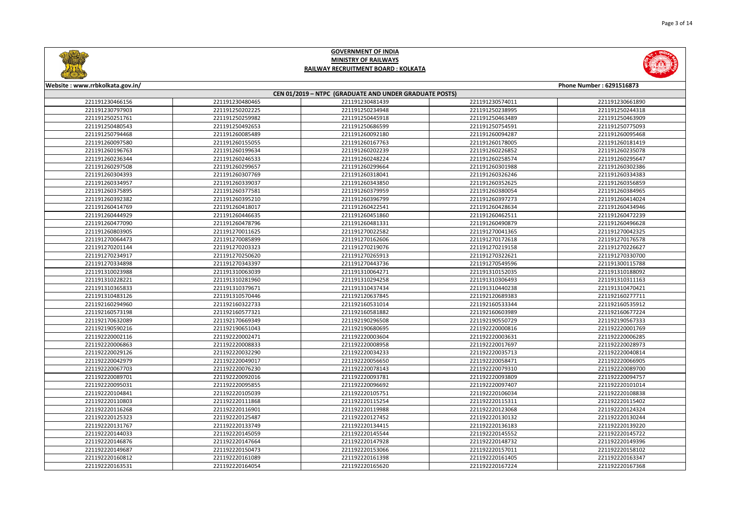# GOVERNMENT OF INDIA
## MINISTRY OF RAILWAYS
## RAILWAY RECRUITMENT BOARD : KOLKATA

Website : www.rrbkolkata.gov.in/ | Phone Number : 6291516873

### CEN 01/2019 – NTPC (GRADUATE AND UNDER GRADUATE POSTS)

| | | | | |
|---|---|---|---|---|
| 221191230466156 | 221191230480465 | 221191230481439 | 221191230574011 | 221191230661890 |
| 221191230797903 | 221191250202225 | 221191250234948 | 221191250238995 | 221191250244318 |
| 221191250251761 | 221191250259982 | 221191250445918 | 221191250463489 | 221191250463909 |
| 221191250480543 | 221191250492653 | 221191250686599 | 221191250754591 | 221191250775093 |
| 221191250794468 | 221191260085489 | 221191260092180 | 221191260094287 | 221191260095468 |
| 221191260097580 | 221191260155055 | 221191260167763 | 221191260178005 | 221191260181419 |
| 221191260196763 | 221191260199634 | 221191260202239 | 221191260226852 | 221191260235078 |
| 221191260236344 | 221191260246533 | 221191260248224 | 221191260258574 | 221191260295647 |
| 221191260297508 | 221191260299657 | 221191260299664 | 221191260301988 | 221191260302386 |
| 221191260304393 | 221191260307769 | 221191260318041 | 221191260326246 | 221191260334383 |
| 221191260334957 | 221191260339037 | 221191260343850 | 221191260352625 | 221191260356859 |
| 221191260375895 | 221191260377581 | 221191260379959 | 221191260380054 | 221191260384965 |
| 221191260392382 | 221191260395210 | 221191260396799 | 221191260397273 | 221191260414024 |
| 221191260414769 | 221191260418017 | 221191260422541 | 221191260428634 | 221191260434946 |
| 221191260444929 | 221191260446635 | 221191260451860 | 221191260462511 | 221191260472239 |
| 221191260477090 | 221191260478796 | 221191260481331 | 221191260490879 | 221191260496628 |
| 221191260803905 | 221191270011625 | 221191270022582 | 221191270041365 | 221191270042325 |
| 221191270064473 | 221191270085899 | 221191270162606 | 221191270172618 | 221191270176578 |
| 221191270201144 | 221191270203323 | 221191270219076 | 221191270219158 | 221191270226627 |
| 221191270234917 | 221191270250620 | 221191270265913 | 221191270322621 | 221191270330700 |
| 221191270334898 | 221191270343397 | 221191270443736 | 221191270549596 | 221191300115788 |
| 221191310023988 | 221191310063039 | 221191310064271 | 221191310152035 | 221191310188092 |
| 221191310228221 | 221191310281960 | 221191310294258 | 221191310306493 | 221191310311163 |
| 221191310365833 | 221191310379671 | 221191310437434 | 221191310440238 | 221191310470421 |
| 221191310483126 | 221191310570446 | 221192120637845 | 221192120689383 | 221192160277711 |
| 221192160294960 | 221192160322733 | 221192160531014 | 221192160533344 | 221192160535912 |
| 221192160573198 | 221192160577321 | 221192160581882 | 221192160603989 | 221192160677224 |
| 221192170632089 | 221192170669349 | 221192190296508 | 221192190550729 | 221192190567333 |
| 221192190590216 | 221192190651043 | 221192190680695 | 221192220000816 | 221192220001769 |
| 221192220002116 | 221192220002471 | 221192220003604 | 221192220003631 | 221192220006285 |
| 221192220006863 | 221192220008833 | 221192220008958 | 221192220017697 | 221192220028973 |
| 221192220029126 | 221192220032290 | 221192220034233 | 221192220035713 | 221192220040814 |
| 221192220042979 | 221192220049017 | 221192220056650 | 221192220058471 | 221192220066905 |
| 221192220067703 | 221192220076230 | 221192220078143 | 221192220079310 | 221192220089700 |
| 221192220089701 | 221192220092016 | 221192220093781 | 221192220093809 | 221192220094757 |
| 221192220095031 | 221192220095855 | 221192220096692 | 221192220097407 | 221192220101014 |
| 221192220104841 | 221192220105039 | 221192220105751 | 221192220106034 | 221192220108838 |
| 221192220110803 | 221192220111868 | 221192220115254 | 221192220115311 | 221192220115402 |
| 221192220116268 | 221192220116901 | 221192220119988 | 221192220123068 | 221192220124324 |
| 221192220125323 | 221192220127487 | 221192220127452 | 221192220130132 | 221192220130244 |
| 221192220131767 | 221192220133749 | 221192220134415 | 221192220136183 | 221192220139220 |
| 221192220144033 | 221192220145059 | 221192220145544 | 221192220145552 | 221192220145722 |
| 221192220146876 | 221192220147664 | 221192220147928 | 221192220148732 | 221192220149396 |
| 221192220149687 | 221192220150473 | 221192220153066 | 221192220157011 | 221192220158102 |
| 221192220160812 | 221192220161089 | 221192220161398 | 221192220161405 | 221192220163347 |
| 221192220163531 | 221192220164054 | 221192220165620 | 221192220167224 | 221192220167368 |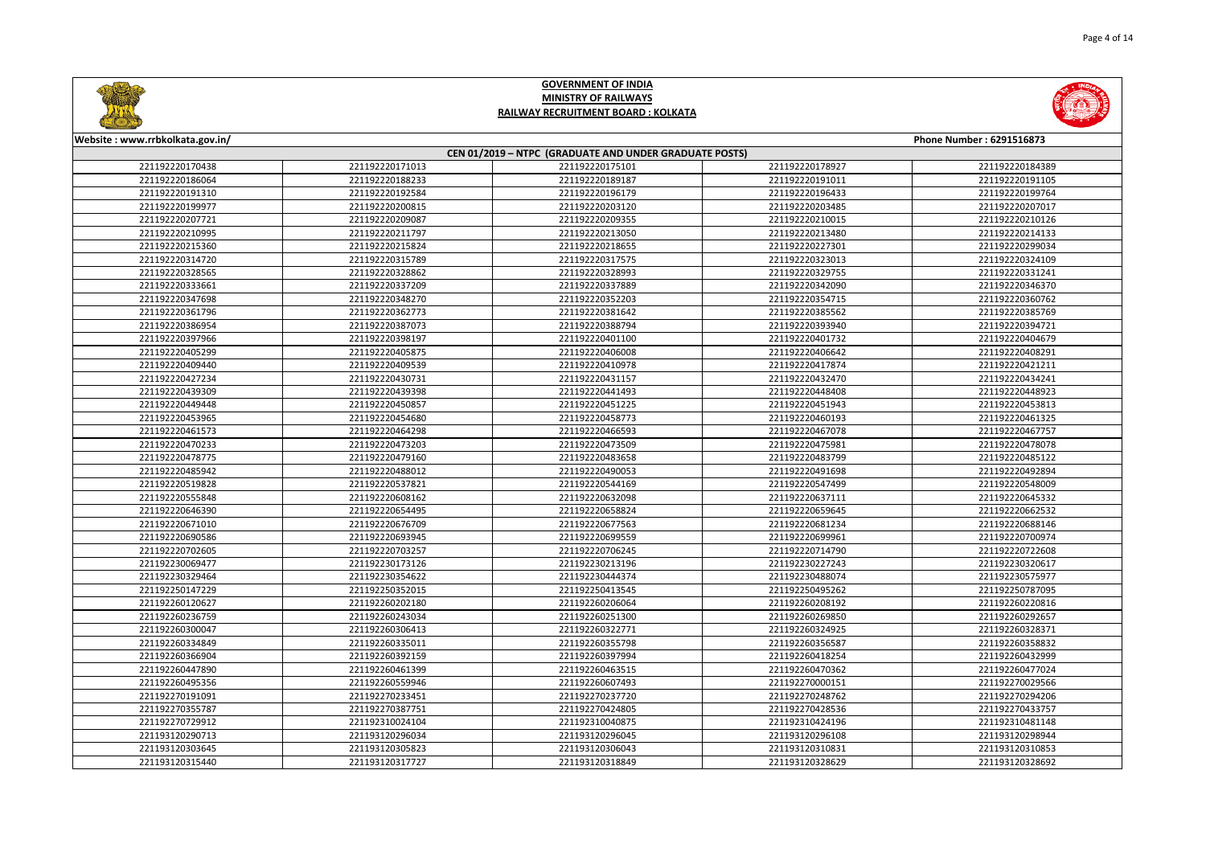# GOVERNMENT OF INDIA
## MINISTRY OF RAILWAYS
## RAILWAY RECRUITMENT BOARD : KOLKATA

Website : www.rrbkolkata.gov.in/ Phone Number : 6291516873

**CEN 01/2019 – NTPC (GRADUATE AND UNDER GRADUATE POSTS)**

| | | | | |
|---|---|---|---|---|
| 221192220170438 | 221192220171013 | 221192220175101 | 221192220178927 | 221192220184389 |
| 221192220186064 | 221192220188233 | 221192220189187 | 221192220191011 | 221192220191105 |
| 221192220191310 | 221192220192584 | 221192220196179 | 221192220196433 | 221192220199764 |
| 221192220199977 | 221192220200815 | 221192220203120 | 221192220203485 | 221192220207017 |
| 221192220207721 | 221192220209087 | 221192220209355 | 221192220210015 | 221192220210126 |
| 221192220210995 | 221192220211797 | 221192220213050 | 221192220213480 | 221192220214133 |
| 221192220215360 | 221192220215824 | 221192220218655 | 221192220227301 | 221192220299034 |
| 221192220314720 | 221192220315789 | 221192220317575 | 221192220323013 | 221192220324109 |
| 221192220328565 | 221192220328862 | 221192220328993 | 221192220329755 | 221192220331241 |
| 221192220333661 | 221192220337209 | 221192220337889 | 221192220342090 | 221192220346370 |
| 221192220347698 | 221192220348270 | 221192220352203 | 221192220354715 | 221192220360762 |
| 221192220361796 | 221192220362773 | 221192220381642 | 221192220385562 | 221192220385769 |
| 221192220386954 | 221192220387073 | 221192220388794 | 221192220393940 | 221192220394721 |
| 221192220397966 | 221192220398197 | 221192220401100 | 221192220401732 | 221192220404679 |
| 221192220405299 | 221192220405875 | 221192220406008 | 221192220406642 | 221192220408291 |
| 221192220409440 | 221192220409539 | 221192220410978 | 221192220417874 | 221192220421211 |
| 221192220427234 | 221192220430731 | 221192220431157 | 221192220432470 | 221192220434241 |
| 221192220439309 | 221192220439398 | 221192220441493 | 221192220448408 | 221192220448923 |
| 221192220449448 | 221192220450857 | 221192220451225 | 221192220451943 | 221192220453813 |
| 221192220453965 | 221192220454680 | 221192220458773 | 221192220460193 | 221192220461325 |
| 221192220461573 | 221192220464298 | 221192220466593 | 221192220467078 | 221192220467757 |
| 221192220470233 | 221192220473203 | 221192220473509 | 221192220475981 | 221192220478078 |
| 221192220478775 | 221192220479160 | 221192220483658 | 221192220483799 | 221192220485122 |
| 221192220485942 | 221192220488012 | 221192220490053 | 221192220491698 | 221192220492894 |
| 221192220519828 | 221192220537821 | 221192220544169 | 221192220547499 | 221192220548009 |
| 221192220555848 | 221192220608162 | 221192220632098 | 221192220637111 | 221192220645332 |
| 221192220646390 | 221192220654495 | 221192220658824 | 221192220659645 | 221192220662532 |
| 221192220671010 | 221192220676709 | 221192220677563 | 221192220681234 | 221192220688146 |
| 221192220690586 | 221192220693945 | 221192220699559 | 221192220699961 | 221192220700974 |
| 221192220702605 | 221192220703257 | 221192220706245 | 221192220714790 | 221192220722608 |
| 221192230069477 | 221192230173126 | 221192230213196 | 221192230227243 | 221192230320617 |
| 221192230329464 | 221192230354622 | 221192230444374 | 221192230488074 | 221192230575977 |
| 221192250147229 | 221192250352015 | 221192250413545 | 221192250495262 | 221192250787095 |
| 221192260120627 | 221192260202180 | 221192260206064 | 221192260208192 | 221192260220816 |
| 221192260236759 | 221192260243034 | 221192260251300 | 221192260269850 | 221192260292657 |
| 221192260300047 | 221192260306413 | 221192260322771 | 221192260324925 | 221192260328371 |
| 221192260334849 | 221192260335011 | 221192260355798 | 221192260356587 | 221192260358832 |
| 221192260366904 | 221192260392159 | 221192260397994 | 221192260418254 | 221192260432999 |
| 221192260447890 | 221192260461399 | 221192260463515 | 221192260470362 | 221192260477024 |
| 221192260495356 | 221192260559946 | 221192260607493 | 221192270000151 | 221192270029566 |
| 221192270191091 | 221192270233451 | 221192270237720 | 221192270248762 | 221192270294206 |
| 221192270355787 | 221192270387751 | 221192270424805 | 221192270428536 | 221192270433757 |
| 221192270729912 | 221192310024104 | 221192310040875 | 221192310424196 | 221192310481148 |
| 221193120290713 | 221193120296034 | 221193120296045 | 221193120296108 | 221193120298944 |
| 221193120303645 | 221193120305823 | 221193120306043 | 221193120310831 | 221193120310853 |
| 221193120315440 | 221193120317727 | 221193120318849 | 221193120328629 | 221193120328692 |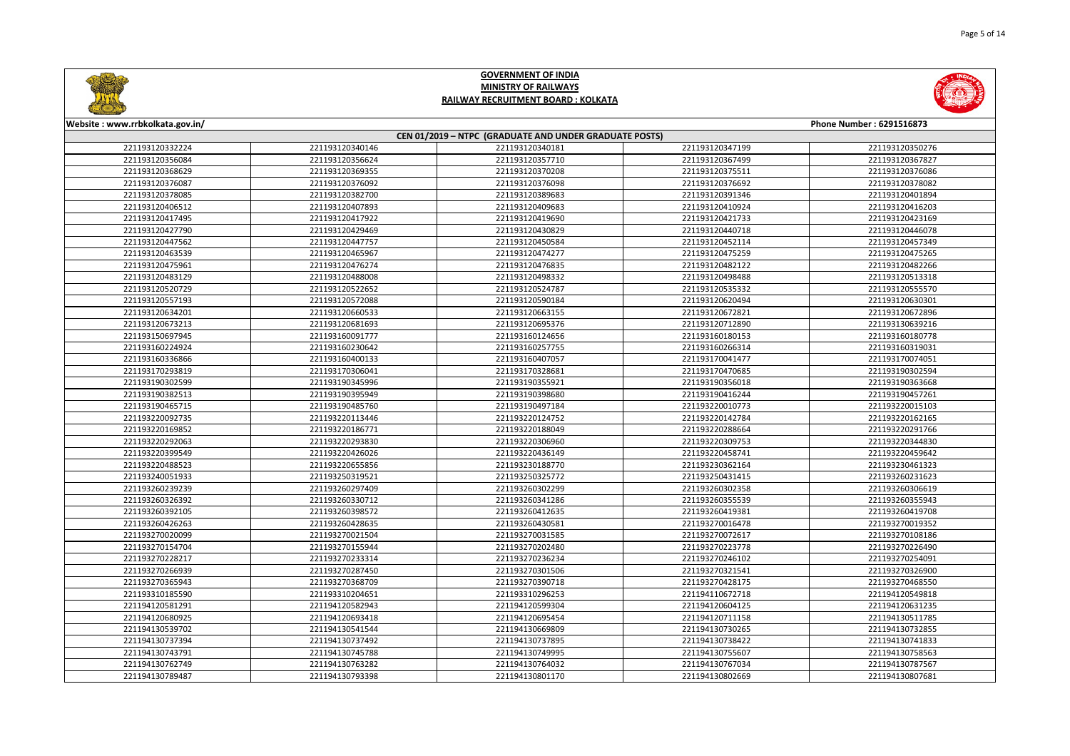# GOVERNMENT OF INDIA
## MINISTRY OF RAILWAYS
## RAILWAY RECRUITMENT BOARD : KOLKATA

Website : www.rrbkolkata.gov.in/ Phone Number : 6291516873

| CEN 01/2019 – NTPC (GRADUATE AND UNDER GRADUATE POSTS) | | | | |
|---|---|---|---|---|
| 221193120332224 | 221193120340146 | 221193120340181 | 221193120347199 | 221193120350276 |
| 221193120356084 | 221193120356624 | 221193120357710 | 221193120367499 | 221193120367827 |
| 221193120368629 | 221193120369355 | 221193120370208 | 221193120375511 | 221193120376086 |
| 221193120376087 | 221193120376092 | 221193120376098 | 221193120376692 | 221193120378082 |
| 221193120378085 | 221193120382700 | 221193120389683 | 221193120391346 | 221193120401894 |
| 221193120406512 | 221193120407893 | 221193120409683 | 221193120410924 | 221193120416203 |
| 221193120417495 | 221193120417922 | 221193120419690 | 221193120421733 | 221193120423169 |
| 221193120427790 | 221193120429469 | 221193120430829 | 221193120440718 | 221193120446078 |
| 221193120447562 | 221193120447757 | 221193120450584 | 221193120452114 | 221193120457349 |
| 221193120463539 | 221193120465967 | 221193120474277 | 221193120475259 | 221193120475265 |
| 221193120475961 | 221193120476274 | 221193120476835 | 221193120482122 | 221193120482266 |
| 221193120483129 | 221193120488008 | 221193120498332 | 221193120498488 | 221193120513318 |
| 221193120520729 | 221193120522652 | 221193120524787 | 221193120535332 | 221193120555570 |
| 221193120557193 | 221193120572088 | 221193120590184 | 221193120620494 | 221193120630301 |
| 221193120634201 | 221193120660533 | 221193120663155 | 221193120672821 | 221193120672896 |
| 221193120673213 | 221193120681693 | 221193120695376 | 221193120712890 | 221193130639216 |
| 221193150697945 | 221193160091777 | 221193160124656 | 221193160180153 | 221193160180778 |
| 221193160224924 | 221193160230642 | 221193160257755 | 221193160266314 | 221193160319031 |
| 221193160336866 | 221193160400133 | 221193160407057 | 221193170041477 | 221193170074051 |
| 221193170293819 | 221193170306041 | 221193170328681 | 221193170470685 | 221193190302594 |
| 221193190302599 | 221193190345996 | 221193190355921 | 221193190356018 | 221193190363668 |
| 221193190382513 | 221193190395949 | 221193190398680 | 221193190416244 | 221193190457261 |
| 221193190465715 | 221193190485760 | 221193190497184 | 221193220010773 | 221193220015103 |
| 221193220092735 | 221193220113446 | 221193220124752 | 221193220142784 | 221193220162165 |
| 221193220169852 | 221193220186771 | 221193220188049 | 221193220288664 | 221193220291766 |
| 221193220292063 | 221193220293830 | 221193220306960 | 221193220309753 | 221193220344830 |
| 221193220399549 | 221193220426026 | 221193220436149 | 221193220458741 | 221193220459642 |
| 221193220488523 | 221193220655856 | 221193230188770 | 221193230362164 | 221193230461323 |
| 221193240051933 | 221193250319521 | 221193250325772 | 221193250431415 | 221193260231623 |
| 221193260239239 | 221193260297409 | 221193260302299 | 221193260302358 | 221193260306619 |
| 221193260326392 | 221193260330712 | 221193260341286 | 221193260355539 | 221193260355943 |
| 221193260392105 | 221193260398572 | 221193260412635 | 221193260419381 | 221193260419708 |
| 221193260426263 | 221193260428635 | 221193260430581 | 221193270016478 | 221193270019352 |
| 221193270020099 | 221193270021504 | 221193270031585 | 221193270072617 | 221193270108186 |
| 221193270154704 | 221193270155944 | 221193270202480 | 221193270223778 | 221193270226490 |
| 221193270228217 | 221193270233314 | 221193270236234 | 221193270246102 | 221193270254091 |
| 221193270266939 | 221193270287450 | 221193270301506 | 221193270321541 | 221193270326900 |
| 221193270365943 | 221193270368709 | 221193270390718 | 221193270428175 | 221193270468550 |
| 221193310185590 | 221193310204651 | 221193310296253 | 221194110672718 | 221194120549818 |
| 221194120581291 | 221194120582943 | 221194120599304 | 221194120604125 | 221194120631235 |
| 221194120680925 | 221194120693418 | 221194120695454 | 221194120711158 | 221194130511785 |
| 221194130539702 | 221194130541544 | 221194130669809 | 221194130730265 | 221194130732855 |
| 221194130737394 | 221194130737492 | 221194130737895 | 221194130738422 | 221194130741833 |
| 221194130743791 | 221194130745788 | 221194130749995 | 221194130755607 | 221194130758563 |
| 221194130762749 | 221194130763282 | 221194130764032 | 221194130767034 | 221194130787567 |
| 221194130789487 | 221194130793398 | 221194130801170 | 221194130802669 | 221194130807681 |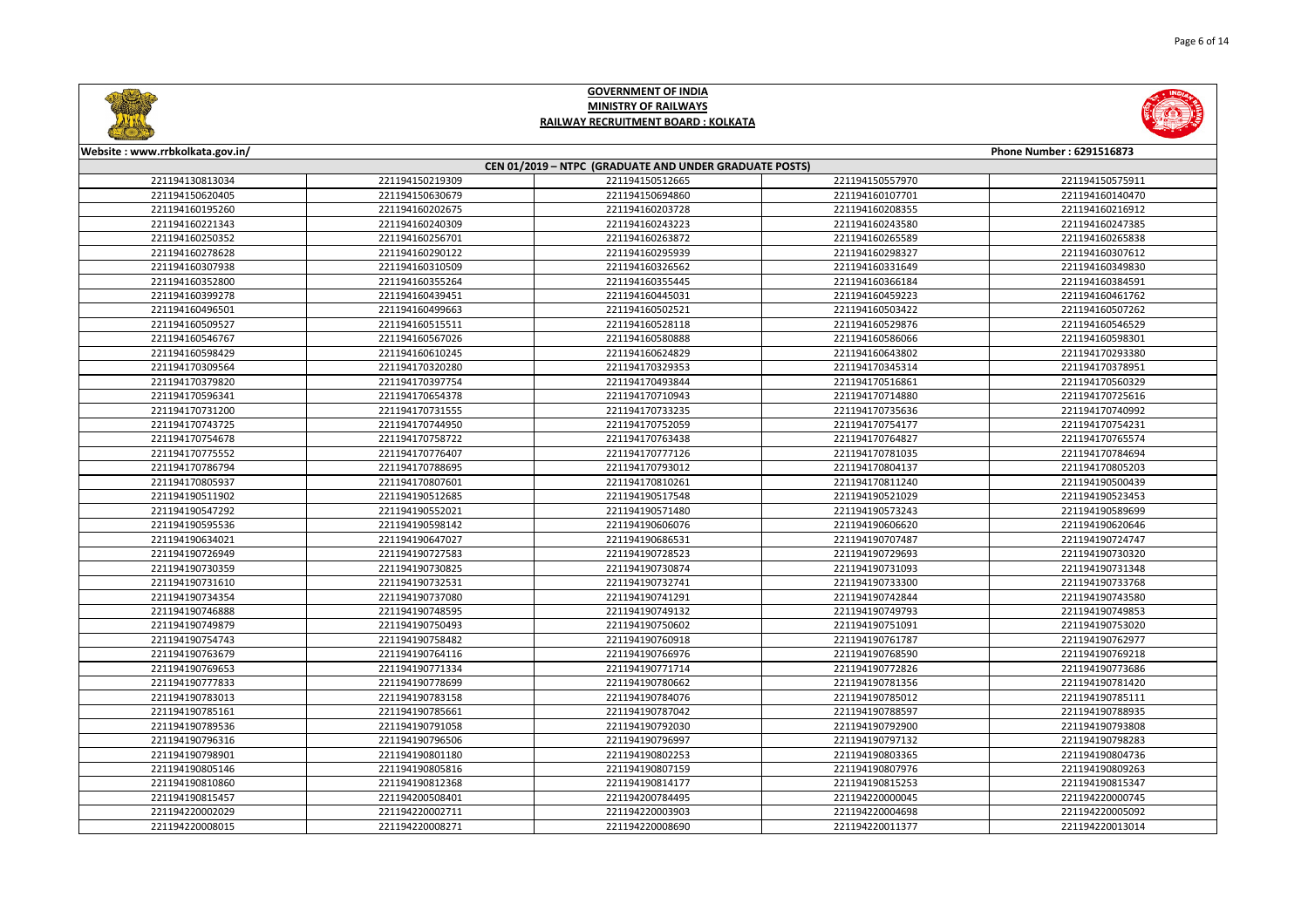# GOVERNMENT OF INDIA
## MINISTRY OF RAILWAYS
## RAILWAY RECRUITMENT BOARD : KOLKATA

**Website : www.rrbkolkata.gov.in/** **Phone Number : 6291516873**

| CEN 01/2019 – NTPC (GRADUATE AND UNDER GRADUATE POSTS) | | | | |
|---|---|---|---|---|
| 221194130813034 | 221194150219309 | 221194150512665 | 221194150557970 | 221194150575911 |
| 221194150620405 | 221194150630679 | 221194150694860 | 221194160107701 | 221194160140470 |
| 221194160195260 | 221194160202675 | 221194160203728 | 221194160208355 | 221194160216912 |
| 221194160221343 | 221194160240309 | 221194160243223 | 221194160243580 | 221194160247385 |
| 221194160250352 | 221194160256701 | 221194160263872 | 221194160265589 | 221194160265838 |
| 221194160278628 | 221194160290122 | 221194160295939 | 221194160298327 | 221194160307612 |
| 221194160307938 | 221194160310509 | 221194160326562 | 221194160331649 | 221194160349830 |
| 221194160352800 | 221194160355264 | 221194160355445 | 221194160366184 | 221194160384591 |
| 221194160399278 | 221194160439451 | 221194160445031 | 221194160459223 | 221194160461762 |
| 221194160496501 | 221194160499663 | 221194160502521 | 221194160503422 | 221194160507262 |
| 221194160509527 | 221194160515511 | 221194160528118 | 221194160529876 | 221194160546529 |
| 221194160546767 | 221194160567026 | 221194160580888 | 221194160586066 | 221194160598301 |
| 221194160598429 | 221194160610245 | 221194160624829 | 221194160643802 | 221194170293380 |
| 221194170309564 | 221194170320280 | 221194170329353 | 221194170345314 | 221194170378951 |
| 221194170379820 | 221194170397754 | 221194170493844 | 221194170516861 | 221194170560329 |
| 221194170596341 | 221194170654378 | 221194170710943 | 221194170714880 | 221194170725616 |
| 221194170731200 | 221194170731555 | 221194170733235 | 221194170735636 | 221194170740992 |
| 221194170743725 | 221194170744950 | 221194170752059 | 221194170754177 | 221194170754231 |
| 221194170754678 | 221194170758722 | 221194170763438 | 221194170764827 | 221194170765574 |
| 221194170775552 | 221194170776407 | 221194170777126 | 221194170781035 | 221194170784694 |
| 221194170786794 | 221194170788695 | 221194170793012 | 221194170804137 | 221194170805203 |
| 221194170805937 | 221194170807601 | 221194170810261 | 221194170811240 | 221194190500439 |
| 221194190511902 | 221194190512685 | 221194190517548 | 221194190521029 | 221194190523453 |
| 221194190547292 | 221194190552021 | 221194190571480 | 221194190573243 | 221194190589699 |
| 221194190595536 | 221194190598142 | 221194190606076 | 221194190606620 | 221194190620646 |
| 221194190634021 | 221194190647027 | 221194190686531 | 221194190707487 | 221194190724747 |
| 221194190726949 | 221194190727583 | 221194190728523 | 221194190729693 | 221194190730320 |
| 221194190730359 | 221194190730825 | 221194190730874 | 221194190731093 | 221194190731348 |
| 221194190731610 | 221194190732531 | 221194190732741 | 221194190733300 | 221194190733768 |
| 221194190734354 | 221194190737080 | 221194190741291 | 221194190742844 | 221194190743580 |
| 221194190746888 | 221194190748595 | 221194190749132 | 221194190749793 | 221194190749853 |
| 221194190749879 | 221194190750493 | 221194190750602 | 221194190751091 | 221194190753020 |
| 221194190754743 | 221194190758482 | 221194190760918 | 221194190761787 | 221194190762977 |
| 221194190763679 | 221194190764116 | 221194190766976 | 221194190768590 | 221194190769218 |
| 221194190769653 | 221194190771334 | 221194190771714 | 221194190772826 | 221194190773686 |
| 221194190777833 | 221194190778699 | 221194190780662 | 221194190781356 | 221194190781420 |
| 221194190783013 | 221194190783158 | 221194190784076 | 221194190785012 | 221194190785111 |
| 221194190785161 | 221194190785661 | 221194190787042 | 221194190788597 | 221194190788935 |
| 221194190789536 | 221194190791058 | 221194190792030 | 221194190792900 | 221194190793808 |
| 221194190796316 | 221194190796506 | 221194190796997 | 221194190797132 | 221194190798283 |
| 221194190798901 | 221194190801180 | 221194190802253 | 221194190803365 | 221194190804736 |
| 221194190805146 | 221194190805816 | 221194190807159 | 221194190807976 | 221194190809263 |
| 221194190810860 | 221194190812368 | 221194190814177 | 221194190815253 | 221194190815347 |
| 221194190815457 | 221194200508401 | 221194200784495 | 221194220000045 | 221194220000745 |
| 221194220002029 | 221194220002711 | 221194220003903 | 221194220004698 | 221194220005092 |
| 221194220008015 | 221194220008271 | 221194220008690 | 221194220011377 | 221194220013014 |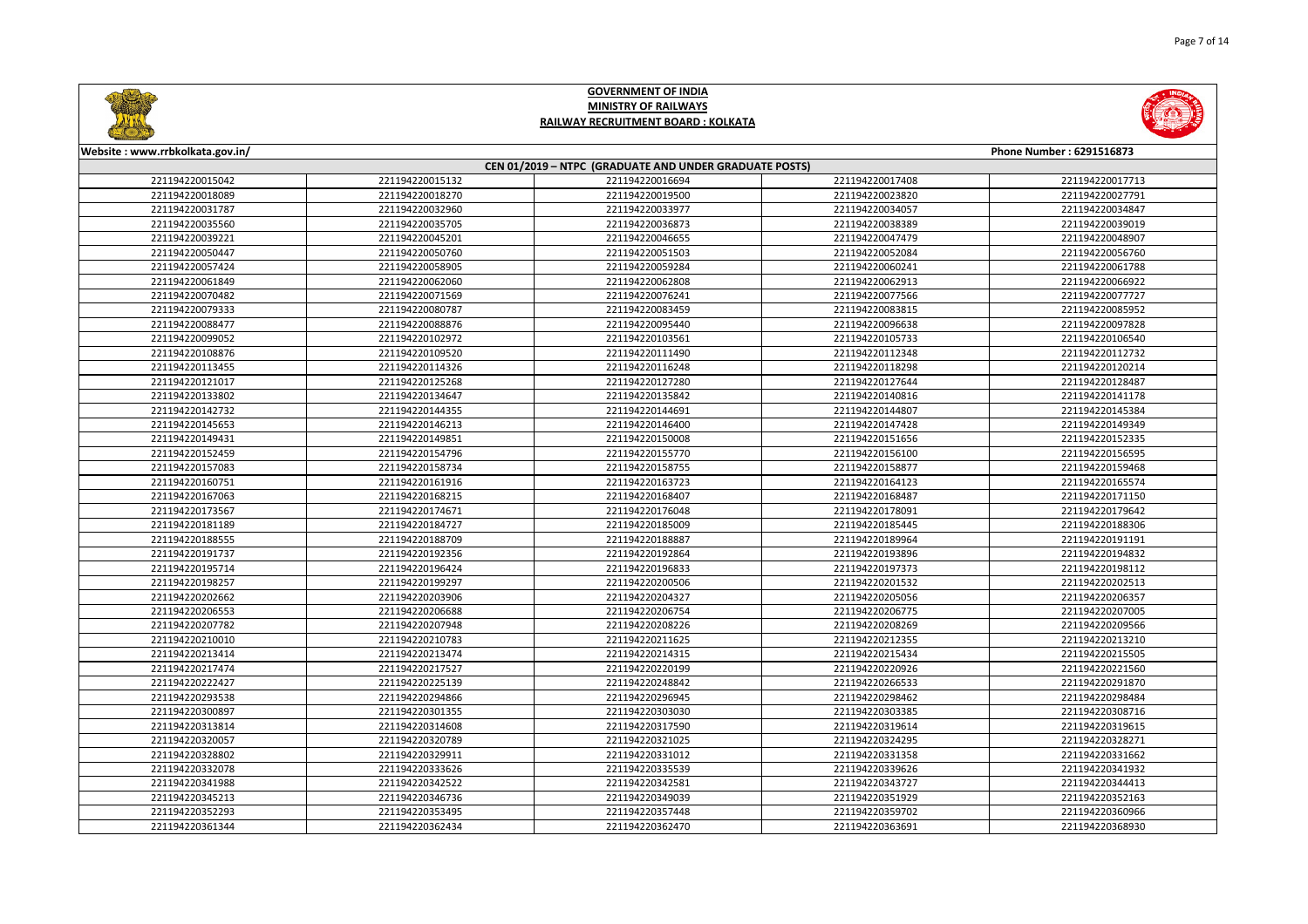# GOVERNMENT OF INDIA
## MINISTRY OF RAILWAYS
## RAILWAY RECRUITMENT BOARD : KOLKATA

Website : www.rrbkolkata.gov.in/ | Phone Number : 6291516873

### CEN 01/2019 – NTPC (GRADUATE AND UNDER GRADUATE POSTS)

| | | | | |
|---|---|---|---|---|
| 221194220015042 | 221194220015132 | 221194220016694 | 221194220017408 | 221194220017713 |
| 221194220018089 | 221194220018270 | 221194220019500 | 221194220023820 | 221194220027791 |
| 221194220031787 | 221194220032960 | 221194220033977 | 221194220034057 | 221194220034847 |
| 221194220035560 | 221194220035705 | 221194220036873 | 221194220038389 | 221194220039019 |
| 221194220039221 | 221194220045201 | 221194220046655 | 221194220047479 | 221194220048907 |
| 221194220050447 | 221194220050760 | 221194220051503 | 221194220052084 | 221194220056760 |
| 221194220057424 | 221194220058905 | 221194220059284 | 221194220060241 | 221194220061788 |
| 221194220061849 | 221194220062060 | 221194220062808 | 221194220062913 | 221194220066922 |
| 221194220070482 | 221194220071569 | 221194220076241 | 221194220077566 | 221194220077727 |
| 221194220079333 | 221194220080787 | 221194220083459 | 221194220083815 | 221194220085952 |
| 221194220088477 | 221194220088876 | 221194220095440 | 221194220096638 | 221194220097828 |
| 221194220099052 | 221194220102972 | 221194220103561 | 221194220105733 | 221194220106540 |
| 221194220108876 | 221194220109520 | 221194220111490 | 221194220112348 | 221194220112732 |
| 221194220113455 | 221194220114326 | 221194220116248 | 221194220118298 | 221194220120214 |
| 221194220121017 | 221194220125268 | 221194220127280 | 221194220127644 | 221194220128487 |
| 221194220133802 | 221194220134647 | 221194220135842 | 221194220140816 | 221194220141178 |
| 221194220142732 | 221194220144355 | 221194220144691 | 221194220144807 | 221194220145384 |
| 221194220145653 | 221194220146213 | 221194220146400 | 221194220147428 | 221194220149349 |
| 221194220149431 | 221194220149851 | 221194220150008 | 221194220151656 | 221194220152335 |
| 221194220152459 | 221194220154796 | 221194220155770 | 221194220156100 | 221194220156595 |
| 221194220157083 | 221194220158734 | 221194220158755 | 221194220158877 | 221194220159468 |
| 221194220160751 | 221194220161916 | 221194220163723 | 221194220164123 | 221194220165574 |
| 221194220167063 | 221194220168215 | 221194220168407 | 221194220168487 | 221194220171150 |
| 221194220173567 | 221194220174671 | 221194220176048 | 221194220178091 | 221194220179642 |
| 221194220181189 | 221194220184727 | 221194220185009 | 221194220185445 | 221194220188306 |
| 221194220188555 | 221194220188709 | 221194220188887 | 221194220189964 | 221194220191191 |
| 221194220191737 | 221194220192356 | 221194220192864 | 221194220193896 | 221194220194832 |
| 221194220195714 | 221194220196424 | 221194220196833 | 221194220197373 | 221194220198112 |
| 221194220198257 | 221194220199297 | 221194220200506 | 221194220201532 | 221194220202513 |
| 221194220202662 | 221194220203906 | 221194220204327 | 221194220205056 | 221194220206357 |
| 221194220206553 | 221194220206688 | 221194220206754 | 221194220206775 | 221194220207005 |
| 221194220207782 | 221194220207948 | 221194220208226 | 221194220208269 | 221194220209566 |
| 221194220210010 | 221194220210783 | 221194220211625 | 221194220212355 | 221194220213210 |
| 221194220213414 | 221194220213474 | 221194220214315 | 221194220215434 | 221194220215505 |
| 221194220217474 | 221194220217527 | 221194220220199 | 221194220220926 | 221194220221560 |
| 221194220222427 | 221194220225139 | 221194220248842 | 221194220266533 | 221194220291870 |
| 221194220293538 | 221194220294866 | 221194220296945 | 221194220298462 | 221194220298484 |
| 221194220300897 | 221194220301355 | 221194220303030 | 221194220303385 | 221194220308716 |
| 221194220313814 | 221194220314608 | 221194220317590 | 221194220319614 | 221194220319615 |
| 221194220320057 | 221194220320789 | 221194220321025 | 221194220324295 | 221194220328271 |
| 221194220328802 | 221194220329911 | 221194220331012 | 221194220331358 | 221194220331662 |
| 221194220332078 | 221194220333626 | 221194220335539 | 221194220339626 | 221194220341932 |
| 221194220341988 | 221194220342522 | 221194220343727 | 221194220344413 | |
| 221194220345213 | 221194220346736 | 221194220349039 | 221194220351929 | 221194220352163 |
| 221194220352293 | 221194220353495 | 221194220357448 | 221194220359702 | 221194220360966 |
| 221194220361344 | 221194220362434 | 221194220362470 | 221194220363691 | 221194220368930 |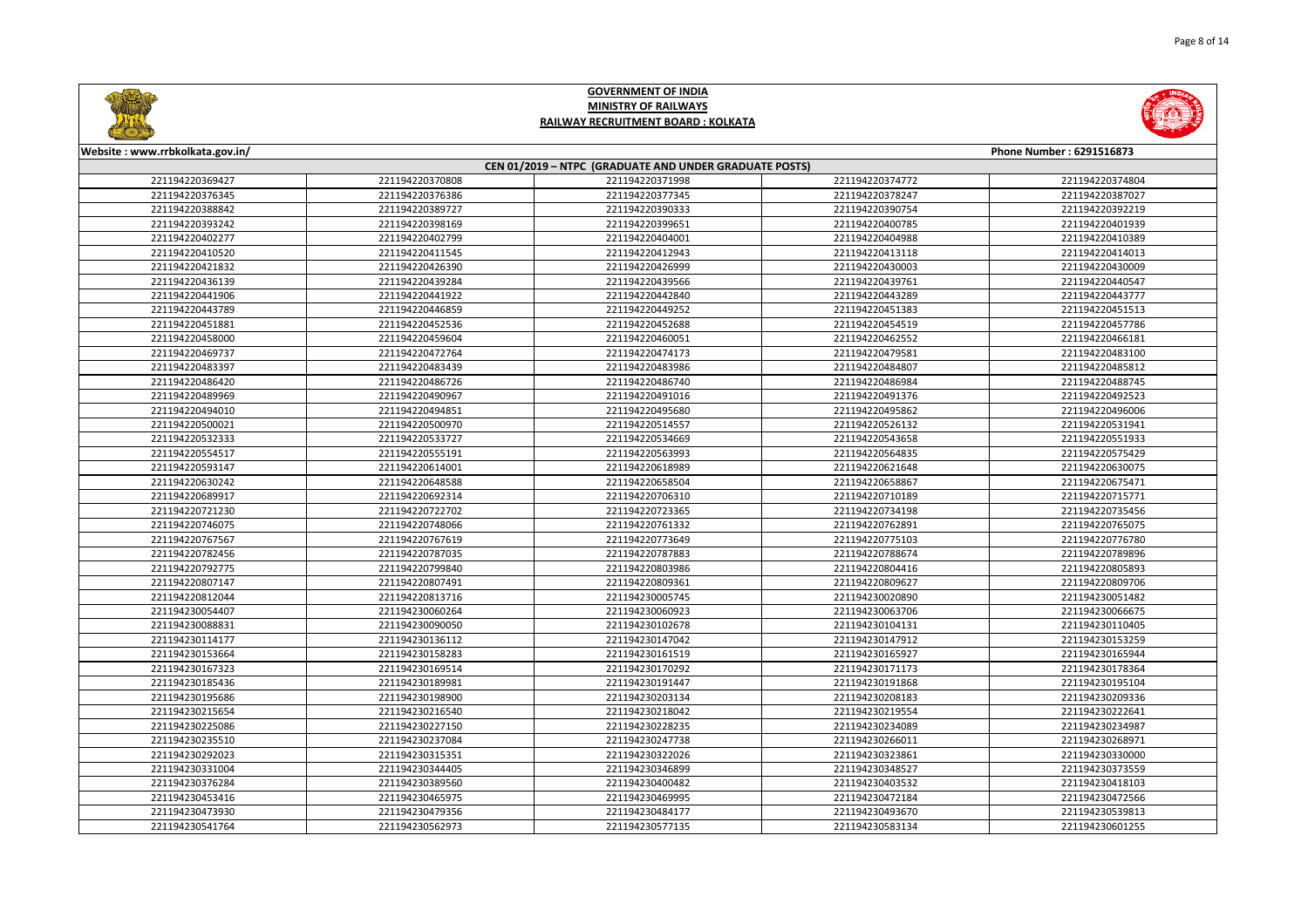# GOVERNMENT OF INDIA
## MINISTRY OF RAILWAYS
## RAILWAY RECRUITMENT BOARD : KOLKATA

Website : www.rrbkolkata.gov.in/ | Phone Number : 6291516873

**CEN 01/2019 – NTPC (GRADUATE AND UNDER GRADUATE POSTS)**

| | | | | |
|---|---|---|---|---|
| 221194220369427 | 221194220370808 | 221194220371998 | 221194220374772 | 221194220374804 |
| 221194220376345 | 221194220376386 | 221194220377345 | 221194220378247 | 221194220387027 |
| 221194220388842 | 221194220389727 | 221194220390333 | 221194220390754 | 221194220392219 |
| 221194220393242 | 221194220398169 | 221194220399651 | 221194220400785 | 221194220401939 |
| 221194220402277 | 221194220402799 | 221194220404001 | 221194220404988 | 221194220410389 |
| 221194220410520 | 221194220411545 | 221194220412943 | 221194220413118 | 221194220414013 |
| 221194220421832 | 221194220426390 | 221194220426999 | 221194220430003 | 221194220430009 |
| 221194220436139 | 221194220439284 | 221194220439566 | 221194220439761 | 221194220440547 |
| 221194220441906 | 221194220441922 | 221194220442840 | 221194220443289 | 221194220443777 |
| 221194220443789 | 221194220446859 | 221194220449252 | 221194220451383 | 221194220451513 |
| 221194220451881 | 221194220452536 | 221194220452688 | 221194220454519 | 221194220457786 |
| 221194220458000 | 221194220459604 | 221194220460051 | 221194220462552 | 221194220466181 |
| 221194220469737 | 221194220472764 | 221194220474173 | 221194220479581 | 221194220483100 |
| 221194220483397 | 221194220483439 | 221194220483986 | 221194220484807 | 221194220485812 |
| 221194220486420 | 221194220486726 | 221194220486740 | 221194220486984 | 221194220488745 |
| 221194220489969 | 221194220490967 | 221194220491016 | 221194220491376 | 221194220492523 |
| 221194220494010 | 221194220494851 | 221194220495680 | 221194220495862 | 221194220496006 |
| 221194220500021 | 221194220500970 | 221194220514557 | 221194220526132 | 221194220531941 |
| 221194220532333 | 221194220533727 | 221194220534669 | 221194220543658 | 221194220551933 |
| 221194220554517 | 221194220555191 | 221194220563993 | 221194220564835 | 221194220575429 |
| 221194220593147 | 221194220614001 | 221194220618989 | 221194220621648 | 221194220630075 |
| 221194220630242 | 221194220648588 | 221194220658504 | 221194220658867 | 221194220675471 |
| 221194220689917 | 221194220692314 | 221194220706310 | 221194220710189 | 221194220715771 |
| 221194220721230 | 221194220722702 | 221194220723365 | 221194220734198 | 221194220735456 |
| 221194220746075 | 221194220748066 | 221194220761332 | 221194220762891 | 221194220765075 |
| 221194220767567 | 221194220767619 | 221194220773649 | 221194220775103 | 221194220776780 |
| 221194220782456 | 221194220787035 | 221194220787883 | 221194220788674 | 221194220789896 |
| 221194220792775 | 221194220799840 | 221194220803986 | 221194220804416 | 221194220805893 |
| 221194220807147 | 221194220807491 | 221194220809361 | 221194220809627 | 221194220809706 |
| 221194220812044 | 221194220813716 | 221194230005745 | 221194230020890 | 221194230051482 |
| 221194230054407 | 221194230060264 | 221194230060923 | 221194230063706 | 221194230066675 |
| 221194230088831 | 221194230090050 | 221194230102678 | 221194230104131 | 221194230110405 |
| 221194230114177 | 221194230136112 | 221194230147042 | 221194230147912 | 221194230153259 |
| 221194230153664 | 221194230158283 | 221194230161519 | 221194230165927 | 221194230165944 |
| 221194230167323 | 221194230169514 | 221194230170292 | 221194230171173 | 221194230178364 |
| 221194230185436 | 221194230189981 | 221194230191447 | 221194230191868 | 221194230195104 |
| 221194230195686 | 221194230198900 | 221194230203134 | 221194230208183 | 221194230209336 |
| 221194230215654 | 221194230216540 | 221194230218042 | 221194230219554 | 221194230222641 |
| 221194230225086 | 221194230227150 | 221194230228235 | 221194230234089 | 221194230234987 |
| 221194230235510 | 221194230237084 | 221194230247738 | 221194230266011 | 221194230268971 |
| 221194230292023 | 221194230315351 | 221194230322026 | 221194230323861 | 221194230330000 |
| 221194230331004 | 221194230344405 | 221194230346899 | 221194230348527 | 221194230373559 |
| 221194230376284 | 221194230389560 | 221194230400482 | 221194230403532 | 221194230418103 |
| 221194230453416 | 221194230465975 | 221194230469995 | 221194230472184 | 221194230472566 |
| 221194230473930 | 221194230479356 | 221194230484177 | 221194230493670 | 221194230539813 |
| 221194230541764 | 221194230562973 | 221194230577135 | 221194230583134 | 221194230601255 |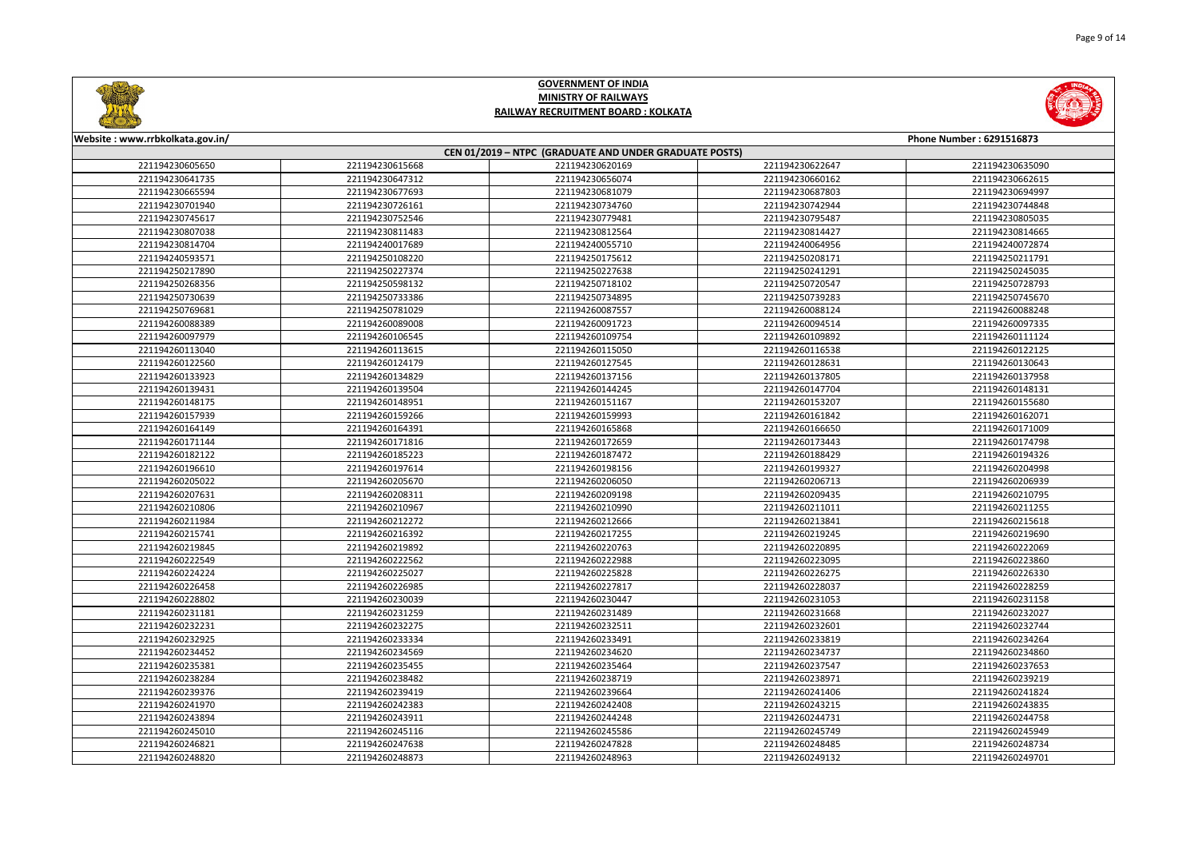# GOVERNMENT OF INDIA
## MINISTRY OF RAILWAYS
## RAILWAY RECRUITMENT BOARD : KOLKATA

Website : www.rrbkolkata.gov.in/

Phone Number : 6291516873

**CEN 01/2019 – NTPC (GRADUATE AND UNDER GRADUATE POSTS)**

| | | | | |
|---|---|---|---|---|
| 221194230605650 | 221194230615668 | 221194230620169 | 221194230622647 | 221194230635090 |
| 221194230641735 | 221194230647312 | 221194230656074 | 221194230660162 | 221194230662615 |
| 221194230665594 | 221194230677693 | 221194230681079 | 221194230687803 | 221194230694997 |
| 221194230701940 | 221194230726161 | 221194230734760 | 221194230742944 | 221194230744848 |
| 221194230745617 | 221194230752546 | 221194230779481 | 221194230795487 | 221194230805035 |
| 221194230807038 | 221194230811483 | 221194230812564 | 221194230814427 | 221194230814665 |
| 221194230814704 | 221194240017689 | 221194240055710 | 221194240064956 | 221194240072874 |
| 221194240593571 | 221194250108220 | 221194250175612 | 221194250208171 | 221194250211791 |
| 221194250217890 | 221194250227374 | 221194250227638 | 221194250241291 | 221194250245035 |
| 221194250268356 | 221194250598132 | 221194250718102 | 221194250720547 | 221194250728793 |
| 221194250730639 | 221194250733386 | 221194250734895 | 221194250739283 | 221194250745670 |
| 221194250769681 | 221194250781029 | 221194260087557 | 221194260088124 | 221194260088248 |
| 221194260088389 | 221194260089008 | 221194260091723 | 221194260094514 | 221194260097335 |
| 221194260097979 | 221194260106545 | 221194260109754 | 221194260109892 | 221194260111124 |
| 221194260113040 | 221194260113615 | 221194260115050 | 221194260116538 | 221194260122125 |
| 221194260122560 | 221194260124179 | 221194260127545 | 221194260128631 | 221194260130643 |
| 221194260133923 | 221194260134829 | 221194260137156 | 221194260137805 | 221194260137958 |
| 221194260139431 | 221194260139504 | 221194260144245 | 221194260147704 | 221194260148131 |
| 221194260148175 | 221194260148951 | 221194260151167 | 221194260153207 | 221194260155680 |
| 221194260157939 | 221194260159266 | 221194260159993 | 221194260161842 | 221194260162071 |
| 221194260164149 | 221194260164391 | 221194260165868 | 221194260166650 | 221194260171009 |
| 221194260171144 | 221194260171816 | 221194260172659 | 221194260173443 | 221194260174798 |
| 221194260182122 | 221194260185223 | 221194260187472 | 221194260188429 | 221194260194326 |
| 221194260196610 | 221194260197614 | 221194260198156 | 221194260199327 | 221194260204998 |
| 221194260205022 | 221194260205670 | 221194260206050 | 221194260206713 | 221194260206939 |
| 221194260207631 | 221194260208311 | 221194260209198 | 221194260209435 | 221194260210795 |
| 221194260210806 | 221194260210967 | 221194260210990 | 221194260211011 | 221194260211255 |
| 221194260211984 | 221194260212272 | 221194260212666 | 221194260213841 | 221194260215618 |
| 221194260215741 | 221194260216392 | 221194260217255 | 221194260219245 | 221194260219690 |
| 221194260219845 | 221194260219892 | 221194260220763 | 221194260220895 | 221194260222069 |
| 221194260222549 | 221194260222562 | 221194260222988 | 221194260223095 | 221194260223860 |
| 221194260224224 | 221194260225027 | 221194260225828 | 221194260226275 | 221194260226330 |
| 221194260226458 | 221194260226985 | 221194260227817 | 221194260228037 | 221194260228259 |
| 221194260228802 | 221194260230039 | 221194260230447 | 221194260231053 | 221194260231158 |
| 221194260231181 | 221194260231259 | 221194260231489 | 221194260231668 | 221194260232027 |
| 221194260232231 | 221194260232275 | 221194260232511 | 221194260232601 | 221194260232744 |
| 221194260232925 | 221194260233334 | 221194260233491 | 221194260233819 | 221194260234264 |
| 221194260234452 | 221194260234569 | 221194260234620 | 221194260234737 | 221194260234860 |
| 221194260235381 | 221194260235455 | 221194260235464 | 221194260237547 | 221194260237653 |
| 221194260238284 | 221194260238482 | 221194260238719 | 221194260238971 | 221194260239219 |
| 221194260239376 | 221194260239419 | 221194260239664 | 221194260241406 | 221194260241824 |
| 221194260241970 | 221194260242383 | 221194260242408 | 221194260243215 | 221194260243835 |
| 221194260243894 | 221194260243911 | 221194260244248 | 221194260244731 | 221194260244758 |
| 221194260245010 | 221194260245116 | 221194260245586 | 221194260245749 | 221194260245949 |
| 221194260246821 | 221194260247638 | 221194260247828 | 221194260248485 | 221194260248734 |
| 221194260248820 | 221194260248873 | 221194260248963 | 221194260249132 | 221194260249701 |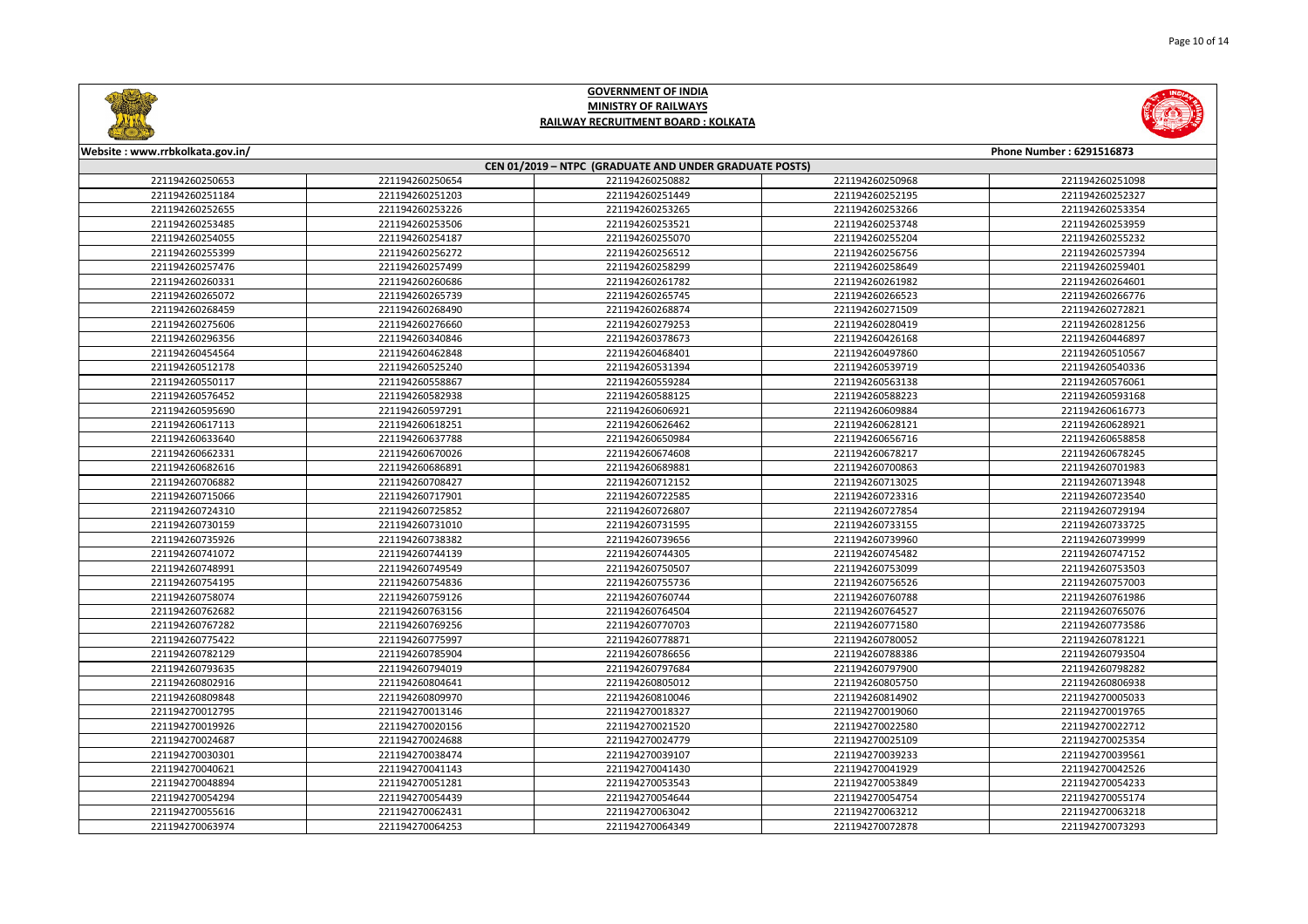## GOVERNMENT OF INDIA
## MINISTRY OF RAILWAYS
## RAILWAY RECRUITMENT BOARD : KOLKATA

Website : www.rrbkolkata.gov.in/ | Phone Number : 6291516873

### CEN 01/2019 – NTPC (GRADUATE AND UNDER GRADUATE POSTS)

| | | | | |
|---|---|---|---|---|
| 221194260250653 | 221194260250654 | 221194260250882 | 221194260250968 | 221194260251098 |
| 221194260251184 | 221194260251203 | 221194260251449 | 221194260252195 | 221194260252327 |
| 221194260252655 | 221194260253226 | 221194260253265 | 221194260253266 | 221194260253354 |
| 221194260253485 | 221194260253506 | 221194260253521 | 221194260253748 | 221194260253959 |
| 221194260254055 | 221194260254187 | 221194260255070 | 221194260255204 | 221194260255232 |
| 221194260255399 | 221194260256272 | 221194260256512 | 221194260256756 | 221194260257394 |
| 221194260257476 | 221194260257499 | 221194260258299 | 221194260258649 | 221194260259401 |
| 221194260260331 | 221194260260686 | 221194260261782 | 221194260261982 | 221194260264601 |
| 221194260265072 | 221194260265739 | 221194260265745 | 221194260266523 | 221194260266776 |
| 221194260268459 | 221194260268490 | 221194260268874 | 221194260271509 | 221194260272821 |
| 221194260275606 | 221194260276660 | 221194260279253 | 221194260280419 | 221194260281256 |
| 221194260296356 | 221194260340846 | 221194260378673 | 221194260426168 | 221194260446897 |
| 221194260454564 | 221194260462848 | 221194260468401 | 221194260497860 | 221194260510567 |
| 221194260512178 | 221194260525240 | 221194260531394 | 221194260539719 | 221194260540336 |
| 221194260550117 | 221194260558867 | 221194260559284 | 221194260563138 | 221194260576061 |
| 221194260576452 | 221194260582938 | 221194260588125 | 221194260588223 | 221194260593168 |
| 221194260595690 | 221194260597291 | 221194260606921 | 221194260609884 | 221194260616773 |
| 221194260617113 | 221194260618251 | 221194260626462 | 221194260628121 | 221194260628921 |
| 221194260633640 | 221194260637788 | 221194260650984 | 221194260656716 | 221194260658858 |
| 221194260662331 | 221194260670026 | 221194260674608 | 221194260678217 | 221194260678245 |
| 221194260682616 | 221194260686891 | 221194260689881 | 221194260700863 | 221194260701983 |
| 221194260706882 | 221194260708427 | 221194260712152 | 221194260713025 | 221194260713948 |
| 221194260715066 | 221194260717901 | 221194260722585 | 221194260723316 | 221194260723540 |
| 221194260724310 | 221194260725852 | 221194260726807 | 221194260727854 | 221194260729194 |
| 221194260730159 | 221194260731010 | 221194260731595 | 221194260733155 | 221194260733725 |
| 221194260735926 | 221194260738382 | 221194260739656 | 221194260739960 | 221194260739999 |
| 221194260741072 | 221194260744139 | 221194260744305 | 221194260745482 | 221194260747152 |
| 221194260748991 | 221194260749549 | 221194260750507 | 221194260753099 | 221194260753503 |
| 221194260754195 | 221194260754836 | 221194260755736 | 221194260756526 | 221194260757003 |
| 221194260758074 | 221194260759126 | 221194260760744 | 221194260760788 | 221194260761986 |
| 221194260762682 | 221194260763156 | 221194260764504 | 221194260764527 | 221194260765076 |
| 221194260767282 | 221194260769256 | 221194260770703 | 221194260771580 | 221194260773586 |
| 221194260775422 | 221194260775997 | 221194260778871 | 221194260780052 | 221194260781221 |
| 221194260782129 | 221194260785904 | 221194260786656 | 221194260788386 | 221194260793504 |
| 221194260793635 | 221194260794019 | 221194260797684 | 221194260797900 | 221194260798282 |
| 221194260802916 | 221194260804641 | 221194260805012 | 221194260805750 | 221194260806938 |
| 221194260809848 | 221194260809970 | 221194260810046 | 221194260814902 | 221194270005033 |
| 221194270012795 | 221194270013146 | 221194270018327 | 221194270019060 | 221194270019765 |
| 221194270019926 | 221194270020156 | 221194270021520 | 221194270022580 | 221194270022712 |
| 221194270024687 | 221194270024688 | 221194270024779 | 221194270025109 | 221194270025354 |
| 221194270030301 | 221194270038474 | 221194270039107 | 221194270039233 | 221194270039561 |
| 221194270040621 | 221194270041143 | 221194270041430 | 221194270041929 | 221194270042526 |
| 221194270048894 | 221194270051281 | 221194270053543 | 221194270053849 | 221194270054233 |
| 221194270054294 | 221194270054439 | 221194270054644 | 221194270054754 | 221194270055174 |
| 221194270055616 | 221194270062431 | 221194270063042 | 221194270063212 | 221194270063218 |
| 221194270063974 | 221194270064253 | 221194270064349 | 221194270072878 | 221194270073293 |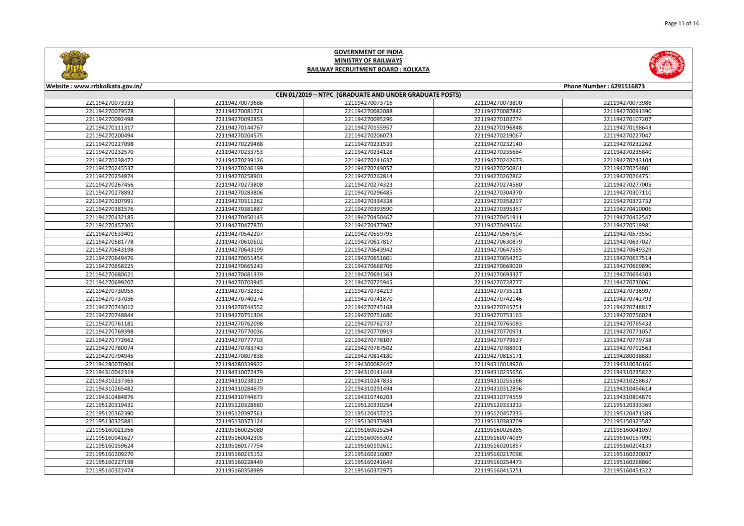# GOVERNMENT OF INDIA
## MINISTRY OF RAILWAYS
## RAILWAY RECRUITMENT BOARD : KOLKATA

Website : www.rrbkolkata.gov.in/ Phone Number : 6291516873

**CEN 01/2019 – NTPC (GRADUATE AND UNDER GRADUATE POSTS)**

| | | | | |
|---|---|---|---|---|
| 221194270073333 | 221194270073686 | 221194270073716 | 221194270073800 | 221194270073986 |
| 221194270079578 | 221194270081721 | 221194270082088 | 221194270087842 | 221194270091390 |
| 221194270092498 | 221194270092853 | 221194270095296 | 221194270102774 | 221194270107207 |
| 221194270111317 | 221194270144767 | 221194270155957 | 221194270196848 | 221194270198643 |
| 221194270200494 | 221194270204575 | 221194270206073 | 221194270219067 | 221194270227047 |
| 221194270227098 | 221194270229488 | 221194270231539 | 221194270232140 | 221194270232262 |
| 221194270232570 | 221194270233753 | 221194270234128 | 221194270235684 | 221194270235840 |
| 221194270238472 | 221194270239126 | 221194270241637 | 221194270242673 | 221194270243104 |
| 221194270245537 | 221194270246199 | 221194270249057 | 221194270250861 | 221194270254801 |
| 221194270254874 | 221194270258901 | 221194270262814 | 221194270262862 | 221194270264751 |
| 221194270267456 | 221194270273808 | 221194270274323 | 221194270274580 | 221194270277005 |
| 221194270278892 | 221194270283806 | 221194270296485 | 221194270304370 | 221194270307110 |
| 221194270307991 | 221194270311262 | 221194270334338 | 221194270358297 | 221194270372732 |
| 221194270381576 | 221194270381887 | 221194270393590 | 221194270395357 | 221194270410006 |
| 221194270432185 | 221194270450143 | 221194270450467 | 221194270451911 | 221194270452547 |
| 221194270457305 | 221194270477870 | 221194270477907 | 221194270493564 | 221194270519981 |
| 221194270533401 | 221194270542207 | 221194270559795 | 221194270567604 | 221194270573550 |
| 221194270581778 | 221194270610502 | 221194270617817 | 221194270630879 | 221194270637027 |
| 221194270643198 | 221194270643199 | 221194270643942 | 221194270647555 | 221194270649329 |
| 221194270649476 | 221194270651454 | 221194270651601 | 221194270654252 | 221194270657514 |
| 221194270658225 | 221194270665243 | 221194270668706 | 221194270669020 | 221194270669890 |
| 221194270680621 | 221194270681339 | 221194270691363 | 221194270693327 | 221194270694303 |
| 221194270699207 | 221194270703945 | 221194270725945 | 221194270728777 | 221194270730061 |
| 221194270730955 | 221194270732352 | 221194270734219 | 221194270735111 | 221194270736997 |
| 221194270737036 | 221194270740274 | 221194270741870 | 221194270742146 | 221194270742793 |
| 221194270743012 | 221194270744552 | 221194270745168 | 221194270745751 | 221194270748817 |
| 221194270748844 | 221194270751304 | 221194270751680 | 221194270753163 | 221194270756024 |
| 221194270761181 | 221194270762098 | 221194270762737 | 221194270765083 | 221194270765432 |
| 221194270769398 | 221194270770036 | 221194270770919 | 221194270770971 | 221194270771057 |
| 221194270772662 | 221194270777703 | 221194270778107 | 221194270779527 | 221194270779738 |
| 221194270780074 | 221194270783743 | 221194270787502 | 221194270788991 | 221194270792563 |
| 221194270794945 | 221194270807838 | 221194270814180 | 221194270815171 | 221194280038889 |
| 221194280070904 | 221194280339922 | 221194300082447 | 221194310018920 | 221194310036166 |
| 221194310042319 | 221194310072479 | 221194310141448 | 221194310235656 | 221194310235822 |
| 221194310237365 | 221194310238119 | 221194310247835 | 221194310255566 | 221194310258637 |
| 221194310265482 | 221194310284679 | 221194310291494 | 221194310312896 | 221194310464614 |
| 221194310484876 | 221194310744673 | 221194310746203 | 221194310774559 | 221194310804876 |
| 221195120319431 | 221195120328680 | 221195120330254 | 221195120332313 | 221195120333369 |
| 221195120362390 | 221195120397561 | 221195120457225 | 221195120457233 | 221195120471389 |
| 221195130325881 | 221195130373124 | 221195130373983 | 221195130383709 | 221195150323582 |
| 221195160021356 | 221195160025080 | 221195160025254 | 221195160026285 | 221195160041059 |
| 221195160041627 | 221195160042305 | 221195160055302 | 221195160074039 | 221195160157090 |
| 221195160159624 | 221195160177754 | 221195160192611 | 221195160201857 | 221195160204139 |
| 221195160209270 | 221195160215152 | 221195160216007 | 221195160217098 | 221195160220037 |
| 221195160227198 | 221195160228449 | 221195160254649 | 221195160254473 | 221195160268860 |
| 221195160322474 | 221195160358989 | 221195160372975 | 221195160415251 | 221195160451322 |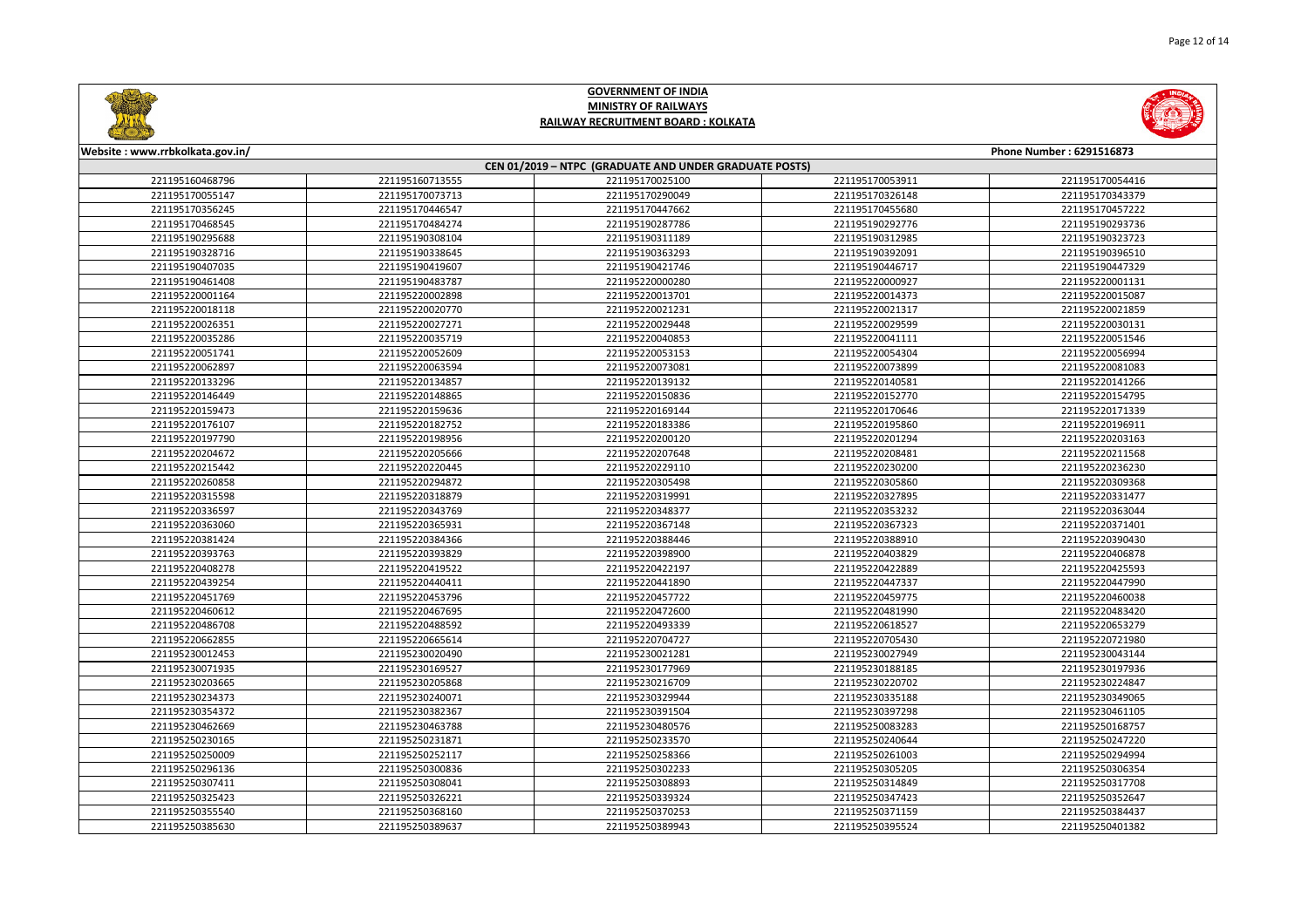# GOVERNMENT OF INDIA
## MINISTRY OF RAILWAYS
## RAILWAY RECRUITMENT BOARD : KOLKATA

Website : www.rrbkolkata.gov.in/ Phone Number : 6291516873

### CEN 01/2019 – NTPC (GRADUATE AND UNDER GRADUATE POSTS)

| | | | | |
|---|---|---|---|---|
| 221195160468796 | 221195160713555 | 221195170025100 | 221195170053911 | 221195170054416 |
| 221195170055147 | 221195170073713 | 221195170290049 | 221195170326148 | 221195170343379 |
| 221195170356245 | 221195170446547 | 221195170447662 | 221195170455680 | 221195170457222 |
| 221195170468545 | 221195170484274 | 221195190287786 | 221195190292776 | 221195190293736 |
| 221195190295688 | 221195190308104 | 221195190311189 | 221195190312985 | 221195190323723 |
| 221195190328716 | 221195190338645 | 221195190363293 | 221195190392091 | 221195190396510 |
| 221195190407035 | 221195190419607 | 221195190421746 | 221195190446717 | 221195190447329 |
| 221195190461408 | 221195190483787 | 221195220000280 | 221195220000927 | 221195220001131 |
| 221195220001164 | 221195220002898 | 221195220013701 | 221195220014373 | 221195220015087 |
| 221195220018118 | 221195220020770 | 221195220021231 | 221195220021317 | 221195220021859 |
| 221195220026351 | 221195220027271 | 221195220029448 | 221195220029599 | 221195220030131 |
| 221195220035286 | 221195220035719 | 221195220040853 | 221195220041111 | 221195220051546 |
| 221195220051741 | 221195220052609 | 221195220053153 | 221195220054304 | 221195220056994 |
| 221195220062897 | 221195220063594 | 221195220073081 | 221195220073899 | 221195220081083 |
| 221195220133296 | 221195220134857 | 221195220139132 | 221195220140581 | 221195220141266 |
| 221195220146449 | 221195220148865 | 221195220150836 | 221195220152770 | 221195220154795 |
| 221195220159473 | 221195220159636 | 221195220169144 | 221195220170646 | 221195220171339 |
| 221195220176107 | 221195220182752 | 221195220183386 | 221195220195860 | 221195220196911 |
| 221195220197790 | 221195220198956 | 221195220200120 | 221195220201294 | 221195220203163 |
| 221195220204672 | 221195220205666 | 221195220207648 | 221195220208481 | 221195220211568 |
| 221195220215442 | 221195220220445 | 221195220229110 | 221195220230200 | 221195220236230 |
| 221195220260858 | 221195220294872 | 221195220305498 | 221195220305860 | 221195220309368 |
| 221195220315598 | 221195220318879 | 221195220319991 | 221195220327895 | 221195220331477 |
| 221195220336597 | 221195220343769 | 221195220348377 | 221195220353232 | 221195220363044 |
| 221195220363060 | 221195220365931 | 221195220367148 | 221195220367323 | 221195220371401 |
| 221195220381424 | 221195220384366 | 221195220388446 | 221195220388910 | 221195220390430 |
| 221195220393763 | 221195220393829 | 221195220398900 | 221195220403829 | 221195220406878 |
| 221195220408278 | 221195220419522 | 221195220422197 | 221195220422889 | 221195220425593 |
| 221195220439254 | 221195220440411 | 221195220441890 | 221195220447337 | 221195220447990 |
| 221195220451769 | 221195220453796 | 221195220457722 | 221195220459775 | 221195220460038 |
| 221195220460612 | 221195220467695 | 221195220472600 | 221195220481990 | 221195220483420 |
| 221195220486708 | 221195220488592 | 221195220493339 | 221195220618527 | 221195220653279 |
| 221195220662855 | 221195220665614 | 221195220704727 | 221195220705430 | 221195220721980 |
| 221195230012453 | 221195230020490 | 221195230021281 | 221195230027949 | 221195230043144 |
| 221195230071935 | 221195230169527 | 221195230177969 | 221195230188185 | 221195230197936 |
| 221195230203665 | 221195230205868 | 221195230216709 | 221195230220702 | 221195230224847 |
| 221195230234373 | 221195230240071 | 221195230329944 | 221195230335188 | 221195230349065 |
| 221195230354372 | 221195230382367 | 221195230391504 | 221195230397298 | 221195230461105 |
| 221195230462669 | 221195230463788 | 221195230480576 | 221195250083283 | 221195250168757 |
| 221195250230165 | 221195250231871 | 221195250233570 | 221195250240644 | 221195250247220 |
| 221195250250009 | 221195250252117 | 221195250258366 | 221195250261003 | 221195250294994 |
| 221195250296136 | 221195250300836 | 221195250302233 | 221195250305205 | 221195250306354 |
| 221195250307411 | 221195250308041 | 221195250308893 | 221195250314849 | 221195250317708 |
| 221195250325423 | 221195250326221 | 221195250339324 | 221195250347423 | 221195250352647 |
| 221195250355540 | 221195250368160 | 221195250370253 | 221195250371159 | 221195250384437 |
| 221195250385630 | 221195250389637 | 221195250389943 | 221195250395524 | 221195250401382 |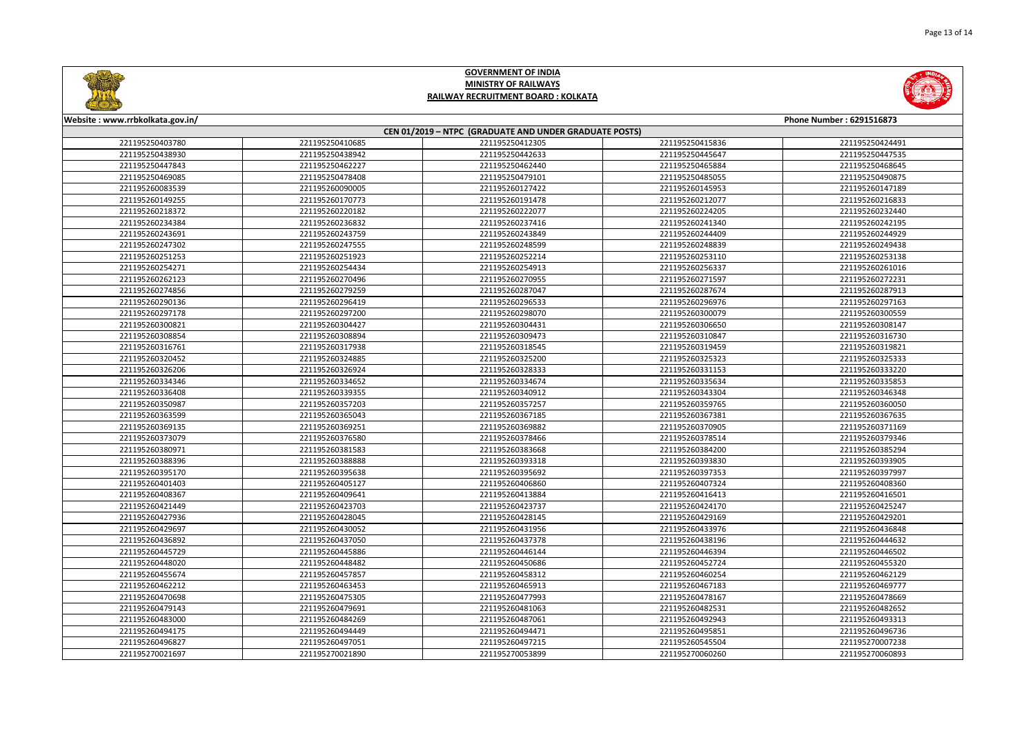# GOVERNMENT OF INDIA
## MINISTRY OF RAILWAYS
## RAILWAY RECRUITMENT BOARD : KOLKATA

Website : www.rrbkolkata.gov.in/ | Phone Number : 6291516873

### CEN 01/2019 – NTPC (GRADUATE AND UNDER GRADUATE POSTS)

| | | | | |
|---|---|---|---|---|
| 221195250403780 | 221195250410685 | 221195250412305 | 221195250415836 | 221195250424491 |
| 221195250438930 | 221195250438942 | 221195250442633 | 221195250445647 | 221195250447535 |
| 221195250447843 | 221195250462227 | 221195250462440 | 221195250465884 | 221195250468645 |
| 221195250469085 | 221195250478408 | 221195250479101 | 221195250485055 | 221195250490875 |
| 221195260083539 | 221195260090005 | 221195260127422 | 221195260145953 | 221195260147189 |
| 221195260149255 | 221195260170773 | 221195260191478 | 221195260212077 | 221195260216833 |
| 221195260218372 | 221195260220182 | 221195260222077 | 221195260224205 | 221195260232440 |
| 221195260234384 | 221195260236832 | 221195260237416 | 221195260241340 | 221195260242195 |
| 221195260243691 | 221195260243759 | 221195260243849 | 221195260244409 | 221195260244929 |
| 221195260247302 | 221195260247555 | 221195260248599 | 221195260248839 | 221195260249438 |
| 221195260251253 | 221195260251923 | 221195260252214 | 221195260253110 | 221195260253138 |
| 221195260254271 | 221195260254434 | 221195260254913 | 221195260256337 | 221195260261016 |
| 221195260262123 | 221195260270496 | 221195260270955 | 221195260271597 | 221195260272231 |
| 221195260274856 | 221195260279259 | 221195260287047 | 221195260287674 | 221195260287913 |
| 221195260290136 | 221195260296419 | 221195260296533 | 221195260296976 | 221195260297163 |
| 221195260297178 | 221195260297200 | 221195260298079 | 221195260300079 | 221195260300559 |
| 221195260300821 | 221195260304427 | 221195260304431 | 221195260306650 | 221195260308147 |
| 221195260308854 | 221195260308894 | 221195260309473 | 221195260310847 | 221195260316730 |
| 221195260316761 | 221195260317938 | 221195260318545 | 221195260319459 | 221195260319821 |
| 221195260320452 | 221195260324885 | 221195260325200 | 221195260325323 | 221195260325333 |
| 221195260326206 | 221195260326924 | 221195260328333 | 221195260331153 | 221195260333220 |
| 221195260334346 | 221195260334652 | 221195260334674 | 221195260335634 | 221195260335853 |
| 221195260336408 | 221195260339355 | 221195260340912 | 221195260343304 | 221195260346348 |
| 221195260350987 | 221195260357203 | 221195260357257 | 221195260359765 | 221195260360050 |
| 221195260363599 | 221195260365043 | 221195260367185 | 221195260367381 | 221195260367635 |
| 221195260369135 | 221195260369251 | 221195260369882 | 221195260370905 | 221195260371169 |
| 221195260373079 | 221195260376580 | 221195260378466 | 221195260378514 | 221195260379346 |
| 221195260380971 | 221195260381583 | 221195260383668 | 221195260384200 | 221195260385294 |
| 221195260388396 | 221195260388888 | 221195260393318 | 221195260393830 | 221195260393905 |
| 221195260395170 | 221195260395638 | 221195260395692 | 221195260397353 | 221195260397997 |
| 221195260401403 | 221195260405127 | 221195260406860 | 221195260407324 | 221195260408360 |
| 221195260408367 | 221195260409641 | 221195260413884 | 221195260416413 | 221195260416501 |
| 221195260421449 | 221195260423703 | 221195260423737 | 221195260424170 | 221195260425247 |
| 221195260427936 | 221195260428045 | 221195260428145 | 221195260429169 | 221195260429201 |
| 221195260429697 | 221195260430052 | 221195260431956 | 221195260433976 | 221195260436848 |
| 221195260436892 | 221195260437050 | 221195260437378 | 221195260438196 | 221195260444632 |
| 221195260445729 | 221195260445886 | 221195260446144 | 221195260446394 | 221195260446502 |
| 221195260448020 | 221195260448482 | 221195260450686 | 221195260452724 | 221195260455320 |
| 221195260455674 | 221195260457857 | 221195260458312 | 221195260460254 | 221195260462129 |
| 221195260462212 | 221195260463453 | 221195260465913 | 221195260467183 | 221195260469777 |
| 221195260470698 | 221195260475305 | 221195260477993 | 221195260478167 | 221195260478669 |
| 221195260479143 | 221195260479691 | 221195260481063 | 221195260482531 | 221195260482652 |
| 221195260483000 | 221195260484269 | 221195260487061 | 221195260492943 | 221195260493313 |
| 221195260494175 | 221195260494449 | 221195260494471 | 221195260495851 | 221195260496736 |
| 221195260496827 | 221195260497051 | 221195260497215 | 221195260545504 | 221195270007238 |
| 221195270021697 | 221195270021890 | 221195270053899 | 221195270060260 | 221195270060893 |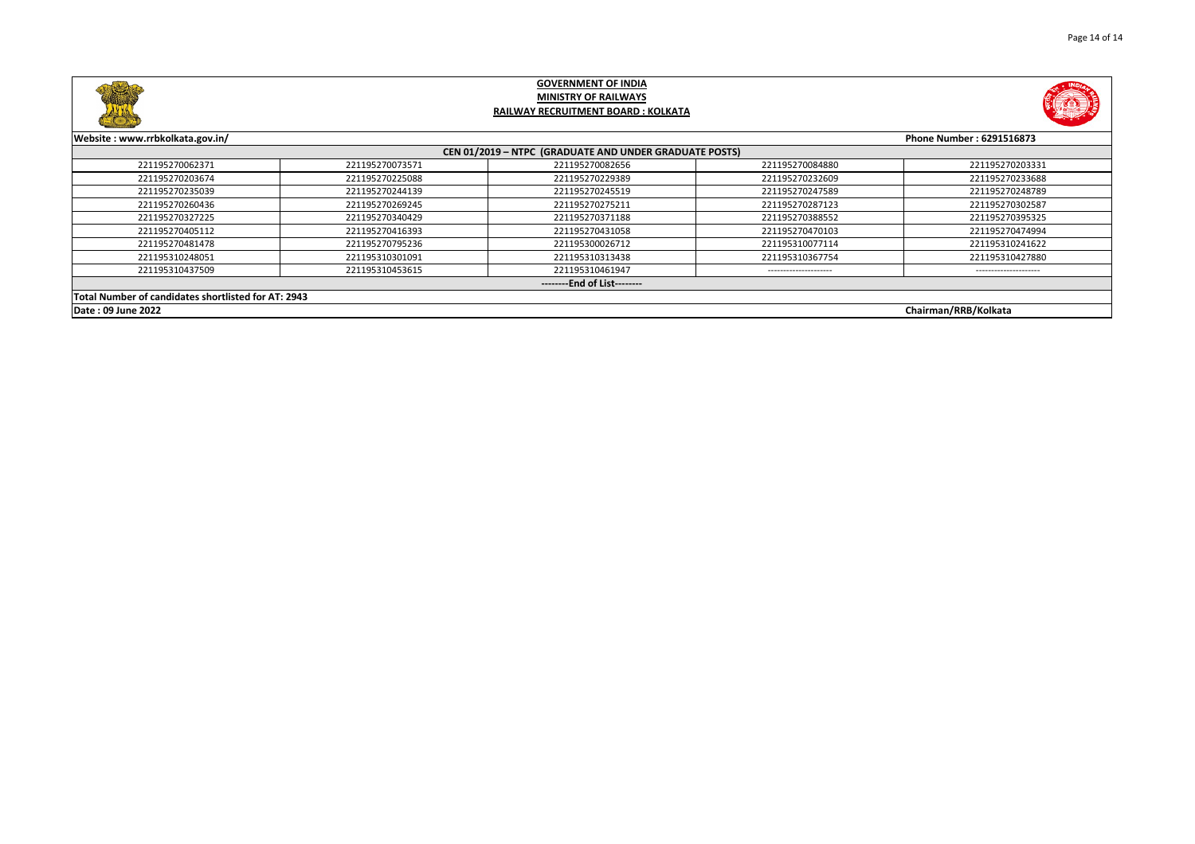**GOVERNMENT OF INDIA**
**MINISTRY OF RAILWAYS**
**RAILWAY RECRUITMENT BOARD : KOLKATA**

**Website : www.rrbkolkata.gov.in/** **Phone Number : 6291516873**

**CEN 01/2019 – NTPC (GRADUATE AND UNDER GRADUATE POSTS)**

| | | | | |
|---|---|---|---|---|
| 221195270062371 | 221195270073571 | 221195270082656 | 221195270084880 | 221195270203331 |
| 221195270203674 | 221195270225088 | 221195270229389 | 221195270232609 | 221195270233688 |
| 221195270235039 | 221195270244139 | 221195270245519 | 221195270247589 | 221195270248789 |
| 221195270260436 | 221195270269245 | 221195270275211 | 221195270287123 | 221195270302587 |
| 221195270327225 | 221195270340429 | 221195270371188 | 221195270388552 | 221195270395325 |
| 221195270405112 | 221195270416393 | 221195270431058 | 221195270470103 | 221195270474994 |
| 221195270481478 | 221195270795236 | 221195300026712 | 221195310077114 | 221195310241622 |
| 221195310248051 | 221195310301091 | 221195310313438 | 221195310367754 | 221195310427880 |
| 221195310437509 | 221195310453615 | 221195310461947 | -------------------- | -------------------- |

--------End of List--------

**Total Number of candidates shortlisted for AT: 2943**

**Date : 09 June 2022** **Chairman/RRB/Kolkata**